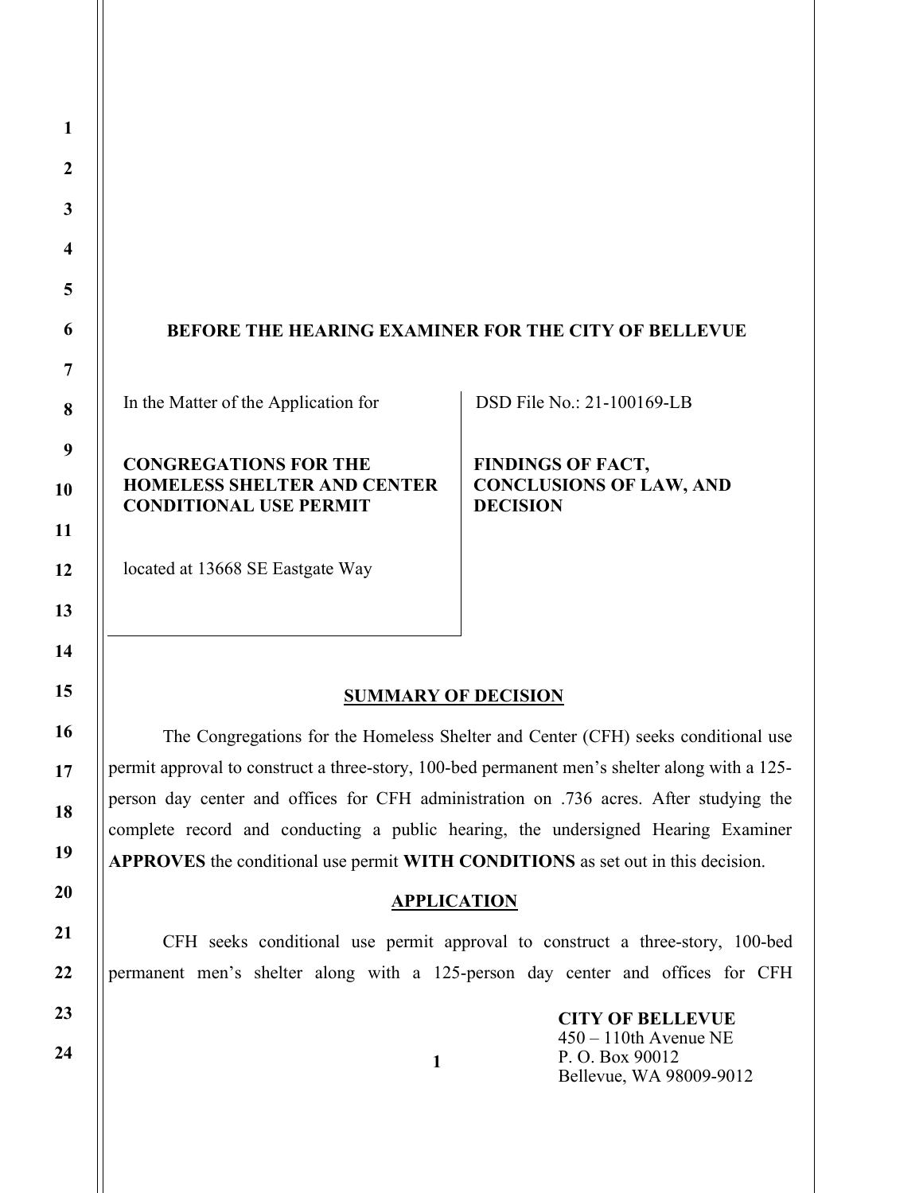## BEFORE THE HEARING EXAMINER FOR THE CITY OF BELLEVUE

| In the Matter of the Application for<br><br>**CONGREGATIONS FOR THE HOMELESS SHELTER AND CENTER CONDITIONAL USE PERMIT**<br><br>located at 13668 SE Eastgate Way | DSD File No.: 21-100169-LB<br><br>**FINDINGS OF FACT, CONCLUSIONS OF LAW, AND DECISION** |
|---|---|

## SUMMARY OF DECISION

The Congregations for the Homeless Shelter and Center (CFH) seeks conditional use permit approval to construct a three-story, 100-bed permanent men's shelter along with a 125-person day center and offices for CFH administration on .736 acres. After studying the complete record and conducting a public hearing, the undersigned Hearing Examiner **APPROVES** the conditional use permit **WITH CONDITIONS** as set out in this decision.

## APPLICATION

CFH seeks conditional use permit approval to construct a three-story, 100-bed permanent men's shelter along with a 125-person day center and offices for CFH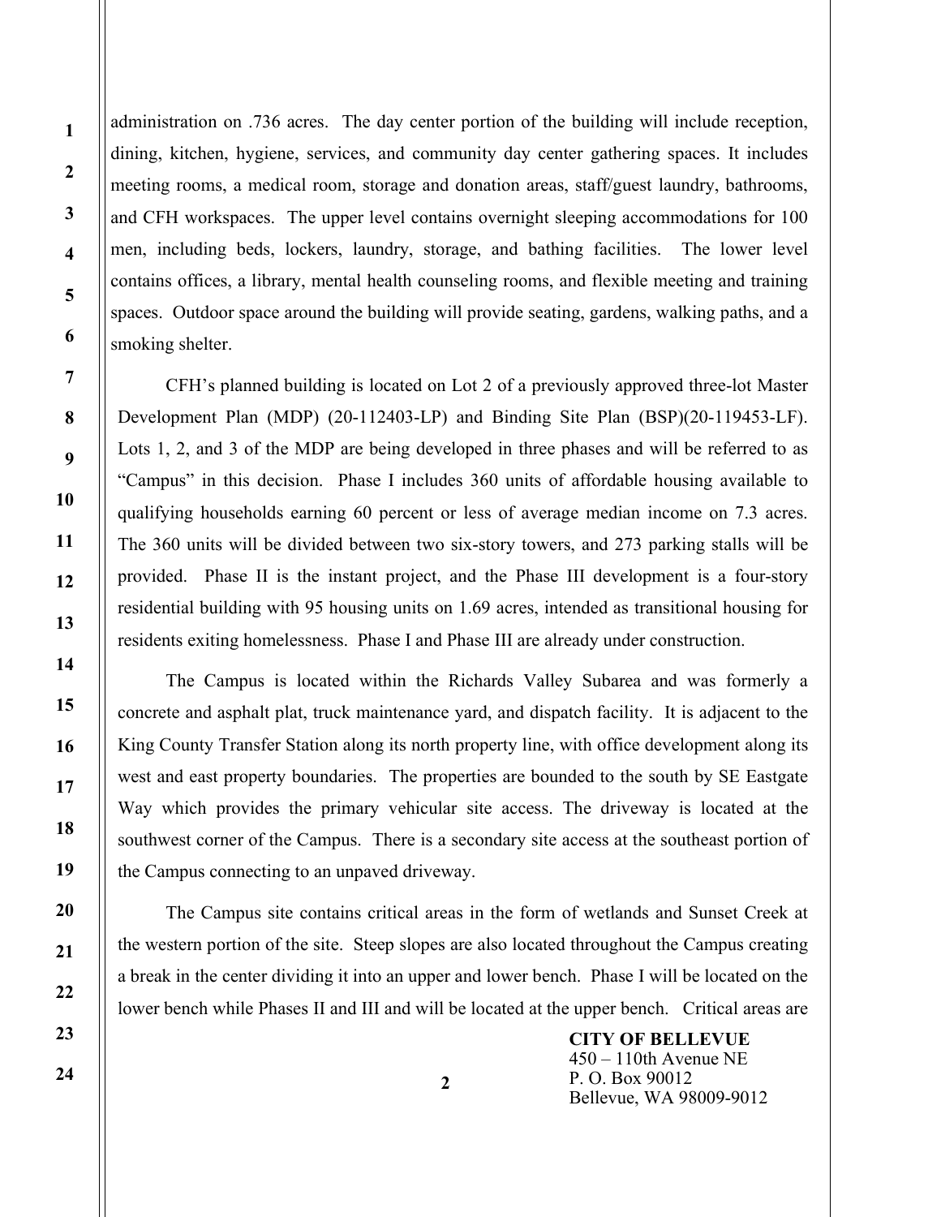administration on .736 acres. The day center portion of the building will include reception, dining, kitchen, hygiene, services, and community day center gathering spaces. It includes meeting rooms, a medical room, storage and donation areas, staff/guest laundry, bathrooms, and CFH workspaces. The upper level contains overnight sleeping accommodations for 100 men, including beds, lockers, laundry, storage, and bathing facilities. The lower level contains offices, a library, mental health counseling rooms, and flexible meeting and training spaces. Outdoor space around the building will provide seating, gardens, walking paths, and a smoking shelter.

CFH's planned building is located on Lot 2 of a previously approved three-lot Master Development Plan (MDP) (20-112403-LP) and Binding Site Plan (BSP)(20-119453-LF). Lots 1, 2, and 3 of the MDP are being developed in three phases and will be referred to as "Campus" in this decision. Phase I includes 360 units of affordable housing available to qualifying households earning 60 percent or less of average median income on 7.3 acres. The 360 units will be divided between two six-story towers, and 273 parking stalls will be provided. Phase II is the instant project, and the Phase III development is a four-story residential building with 95 housing units on 1.69 acres, intended as transitional housing for residents exiting homelessness. Phase I and Phase III are already under construction.

The Campus is located within the Richards Valley Subarea and was formerly a concrete and asphalt plat, truck maintenance yard, and dispatch facility. It is adjacent to the King County Transfer Station along its north property line, with office development along its west and east property boundaries. The properties are bounded to the south by SE Eastgate Way which provides the primary vehicular site access. The driveway is located at the southwest corner of the Campus. There is a secondary site access at the southeast portion of the Campus connecting to an unpaved driveway.

The Campus site contains critical areas in the form of wetlands and Sunset Creek at the western portion of the site. Steep slopes are also located throughout the Campus creating a break in the center dividing it into an upper and lower bench. Phase I will be located on the lower bench while Phases II and III and will be located at the upper bench. Critical areas are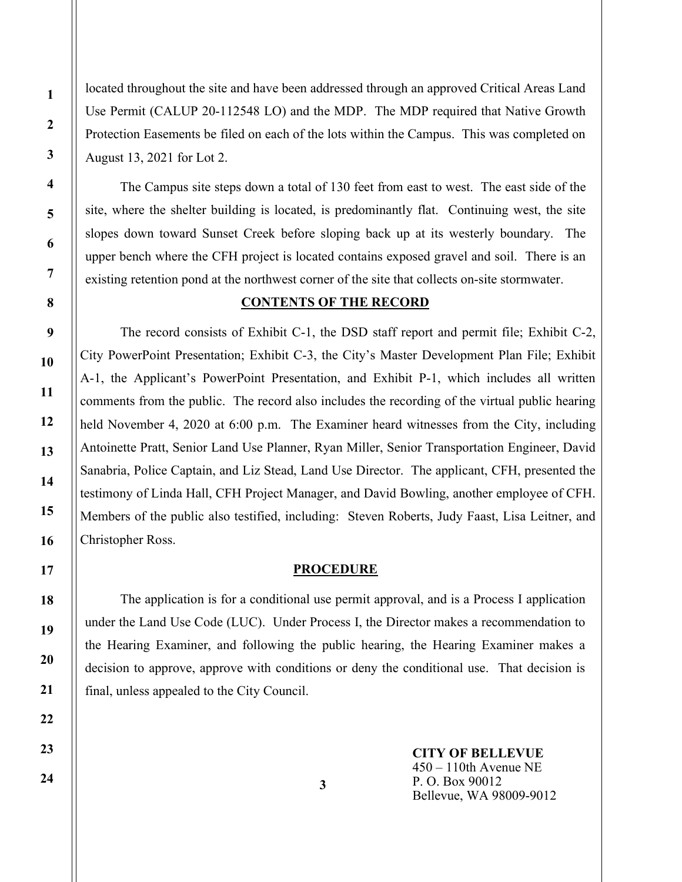located throughout the site and have been addressed through an approved Critical Areas Land Use Permit (CALUP 20-112548 LO) and the MDP. The MDP required that Native Growth Protection Easements be filed on each of the lots within the Campus. This was completed on August 13, 2021 for Lot 2.

The Campus site steps down a total of 130 feet from east to west. The east side of the site, where the shelter building is located, is predominantly flat. Continuing west, the site slopes down toward Sunset Creek before sloping back up at its westerly boundary. The upper bench where the CFH project is located contains exposed gravel and soil. There is an existing retention pond at the northwest corner of the site that collects on-site stormwater.

## CONTENTS OF THE RECORD

The record consists of Exhibit C-1, the DSD staff report and permit file; Exhibit C-2, City PowerPoint Presentation; Exhibit C-3, the City's Master Development Plan File; Exhibit A-1, the Applicant's PowerPoint Presentation, and Exhibit P-1, which includes all written comments from the public. The record also includes the recording of the virtual public hearing held November 4, 2020 at 6:00 p.m. The Examiner heard witnesses from the City, including Antoinette Pratt, Senior Land Use Planner, Ryan Miller, Senior Transportation Engineer, David Sanabria, Police Captain, and Liz Stead, Land Use Director. The applicant, CFH, presented the testimony of Linda Hall, CFH Project Manager, and David Bowling, another employee of CFH. Members of the public also testified, including: Steven Roberts, Judy Faast, Lisa Leitner, and Christopher Ross.

## PROCEDURE

The application is for a conditional use permit approval, and is a Process I application under the Land Use Code (LUC). Under Process I, the Director makes a recommendation to the Hearing Examiner, and following the public hearing, the Hearing Examiner makes a decision to approve, approve with conditions or deny the conditional use. That decision is final, unless appealed to the City Council.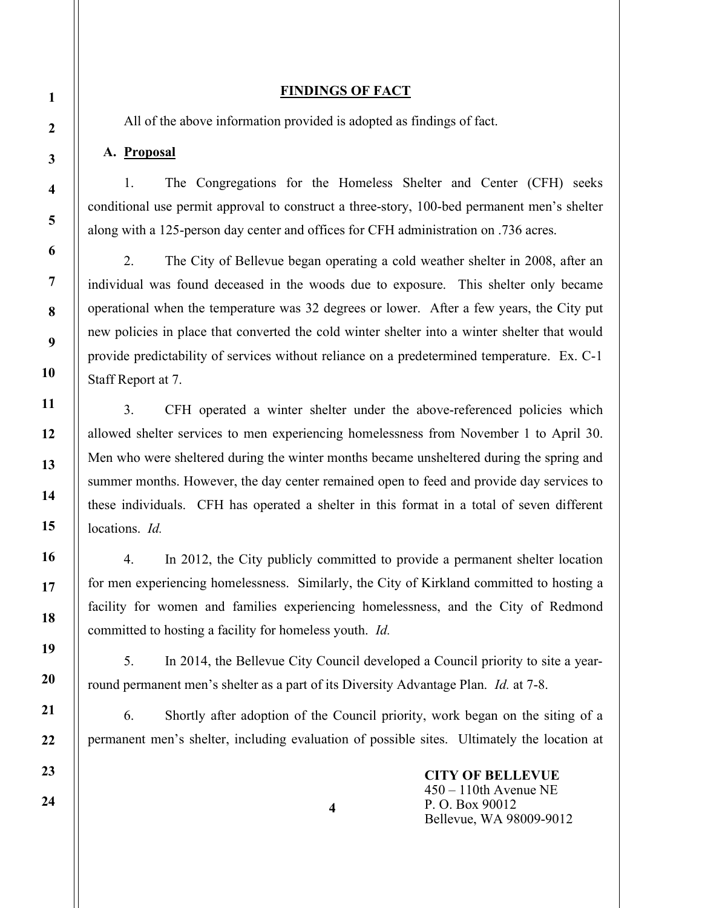## FINDINGS OF FACT

All of the above information provided is adopted as findings of fact.

### A. Proposal

1. The Congregations for the Homeless Shelter and Center (CFH) seeks conditional use permit approval to construct a three-story, 100-bed permanent men's shelter along with a 125-person day center and offices for CFH administration on .736 acres.

2. The City of Bellevue began operating a cold weather shelter in 2008, after an individual was found deceased in the woods due to exposure. This shelter only became operational when the temperature was 32 degrees or lower. After a few years, the City put new policies in place that converted the cold winter shelter into a winter shelter that would provide predictability of services without reliance on a predetermined temperature. Ex. C-1 Staff Report at 7.

3. CFH operated a winter shelter under the above-referenced policies which allowed shelter services to men experiencing homelessness from November 1 to April 30. Men who were sheltered during the winter months became unsheltered during the spring and summer months. However, the day center remained open to feed and provide day services to these individuals. CFH has operated a shelter in this format in a total of seven different locations. *Id.*

4. In 2012, the City publicly committed to provide a permanent shelter location for men experiencing homelessness. Similarly, the City of Kirkland committed to hosting a facility for women and families experiencing homelessness, and the City of Redmond committed to hosting a facility for homeless youth. *Id.*

5. In 2014, the Bellevue City Council developed a Council priority to site a year-round permanent men's shelter as a part of its Diversity Advantage Plan. *Id.* at 7-8.

6. Shortly after adoption of the Council priority, work began on the siting of a permanent men's shelter, including evaluation of possible sites. Ultimately the location at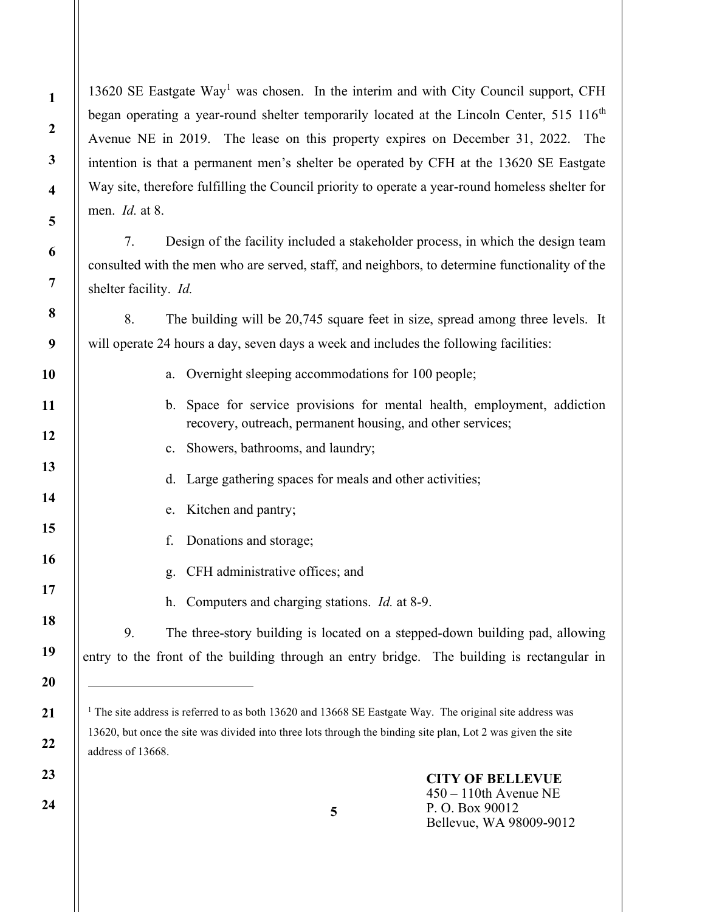13620 SE Eastgate Way[1] was chosen. In the interim and with City Council support, CFH began operating a year-round shelter temporarily located at the Lincoln Center, 515 116th Avenue NE in 2019. The lease on this property expires on December 31, 2022. The intention is that a permanent men's shelter be operated by CFH at the 13620 SE Eastgate Way site, therefore fulfilling the Council priority to operate a year-round homeless shelter for men. *Id.* at 8.

7. Design of the facility included a stakeholder process, in which the design team consulted with the men who are served, staff, and neighbors, to determine functionality of the shelter facility. *Id.*

8. The building will be 20,745 square feet in size, spread among three levels. It will operate 24 hours a day, seven days a week and includes the following facilities:

a. Overnight sleeping accommodations for 100 people;

b. Space for service provisions for mental health, employment, addiction recovery, outreach, permanent housing, and other services;

c. Showers, bathrooms, and laundry;

d. Large gathering spaces for meals and other activities;

e. Kitchen and pantry;

f. Donations and storage;

g. CFH administrative offices; and

h. Computers and charging stations. *Id.* at 8-9.

9. The three-story building is located on a stepped-down building pad, allowing entry to the front of the building through an entry bridge. The building is rectangular in

---

[1] The site address is referred to as both 13620 and 13668 SE Eastgate Way. The original site address was 13620, but once the site was divided into three lots through the binding site plan, Lot 2 was given the site address of 13668.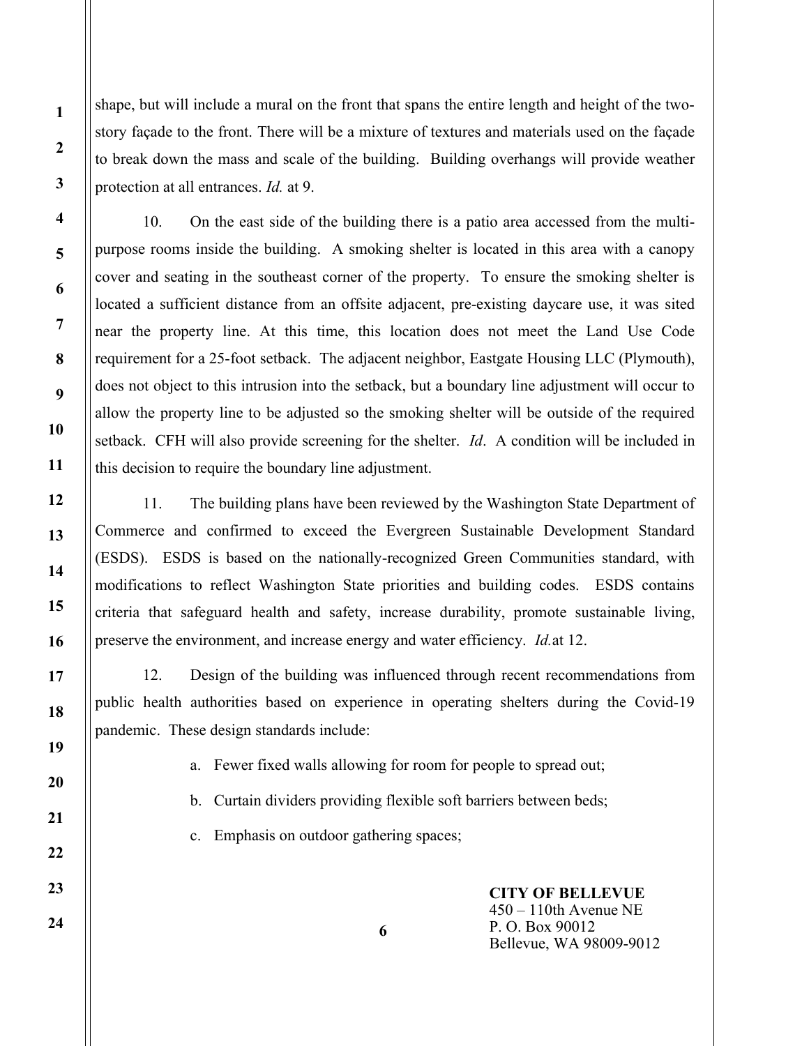shape, but will include a mural on the front that spans the entire length and height of the two-story façade to the front. There will be a mixture of textures and materials used on the façade to break down the mass and scale of the building. Building overhangs will provide weather protection at all entrances. *Id.* at 9.

10. On the east side of the building there is a patio area accessed from the multi-purpose rooms inside the building. A smoking shelter is located in this area with a canopy cover and seating in the southeast corner of the property. To ensure the smoking shelter is located a sufficient distance from an offsite adjacent, pre-existing daycare use, it was sited near the property line. At this time, this location does not meet the Land Use Code requirement for a 25-foot setback. The adjacent neighbor, Eastgate Housing LLC (Plymouth), does not object to this intrusion into the setback, but a boundary line adjustment will occur to allow the property line to be adjusted so the smoking shelter will be outside of the required setback. CFH will also provide screening for the shelter. *Id*. A condition will be included in this decision to require the boundary line adjustment.

11. The building plans have been reviewed by the Washington State Department of Commerce and confirmed to exceed the Evergreen Sustainable Development Standard (ESDS). ESDS is based on the nationally-recognized Green Communities standard, with modifications to reflect Washington State priorities and building codes. ESDS contains criteria that safeguard health and safety, increase durability, promote sustainable living, preserve the environment, and increase energy and water efficiency. *Id.* at 12.

12. Design of the building was influenced through recent recommendations from public health authorities based on experience in operating shelters during the Covid-19 pandemic. These design standards include:

a. Fewer fixed walls allowing for room for people to spread out;

b. Curtain dividers providing flexible soft barriers between beds;

c. Emphasis on outdoor gathering spaces;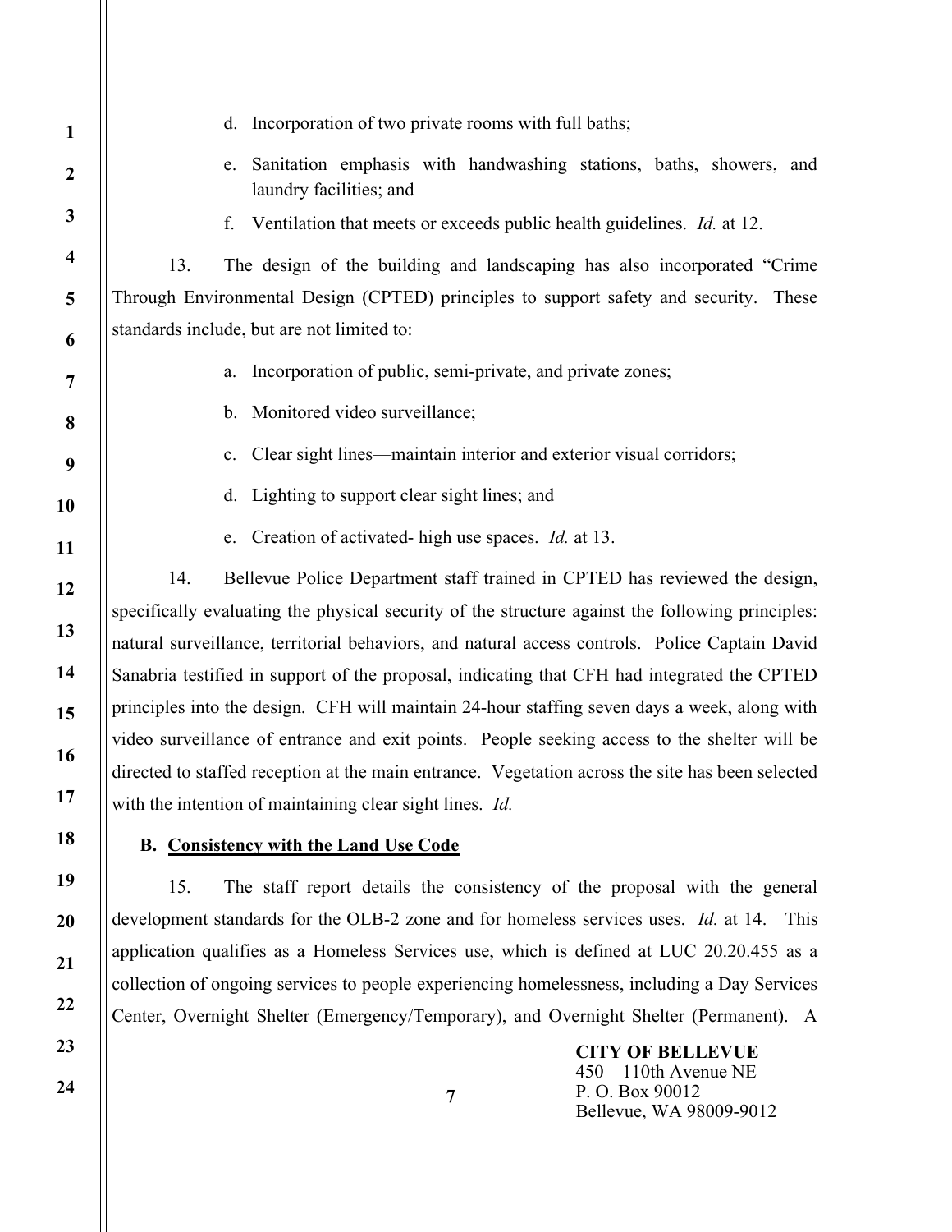d. Incorporation of two private rooms with full baths;

e. Sanitation emphasis with handwashing stations, baths, showers, and laundry facilities; and

f. Ventilation that meets or exceeds public health guidelines. *Id.* at 12.

13. The design of the building and landscaping has also incorporated "Crime Through Environmental Design (CPTED) principles to support safety and security. These standards include, but are not limited to:

a. Incorporation of public, semi-private, and private zones;

b. Monitored video surveillance;

c. Clear sight lines—maintain interior and exterior visual corridors;

d. Lighting to support clear sight lines; and

e. Creation of activated- high use spaces. *Id.* at 13.

14. Bellevue Police Department staff trained in CPTED has reviewed the design, specifically evaluating the physical security of the structure against the following principles: natural surveillance, territorial behaviors, and natural access controls. Police Captain David Sanabria testified in support of the proposal, indicating that CFH had integrated the CPTED principles into the design. CFH will maintain 24-hour staffing seven days a week, along with video surveillance of entrance and exit points. People seeking access to the shelter will be directed to staffed reception at the main entrance. Vegetation across the site has been selected with the intention of maintaining clear sight lines. *Id.*

### B. Consistency with the Land Use Code

15. The staff report details the consistency of the proposal with the general development standards for the OLB-2 zone and for homeless services uses. *Id.* at 14. This application qualifies as a Homeless Services use, which is defined at LUC 20.20.455 as a collection of ongoing services to people experiencing homelessness, including a Day Services Center, Overnight Shelter (Emergency/Temporary), and Overnight Shelter (Permanent). A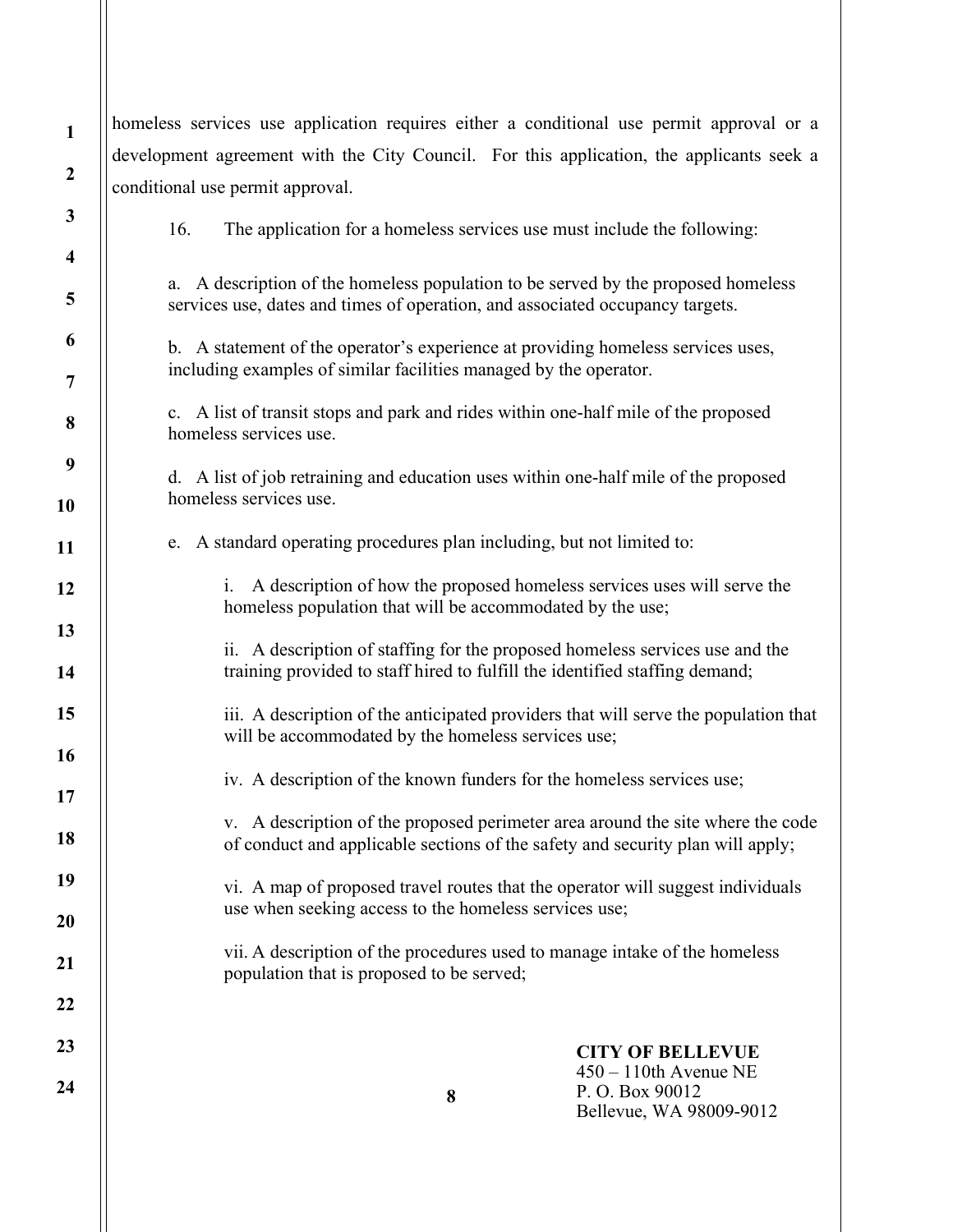homeless services use application requires either a conditional use permit approval or a development agreement with the City Council. For this application, the applicants seek a conditional use permit approval.

16. The application for a homeless services use must include the following:

a. A description of the homeless population to be served by the proposed homeless services use, dates and times of operation, and associated occupancy targets.

b. A statement of the operator's experience at providing homeless services uses, including examples of similar facilities managed by the operator.

c. A list of transit stops and park and rides within one-half mile of the proposed homeless services use.

d. A list of job retraining and education uses within one-half mile of the proposed homeless services use.

e. A standard operating procedures plan including, but not limited to:

i. A description of how the proposed homeless services uses will serve the homeless population that will be accommodated by the use;

ii. A description of staffing for the proposed homeless services use and the training provided to staff hired to fulfill the identified staffing demand;

iii. A description of the anticipated providers that will serve the population that will be accommodated by the homeless services use;

iv. A description of the known funders for the homeless services use;

v. A description of the proposed perimeter area around the site where the code of conduct and applicable sections of the safety and security plan will apply;

vi. A map of proposed travel routes that the operator will suggest individuals use when seeking access to the homeless services use;

vii. A description of the procedures used to manage intake of the homeless population that is proposed to be served;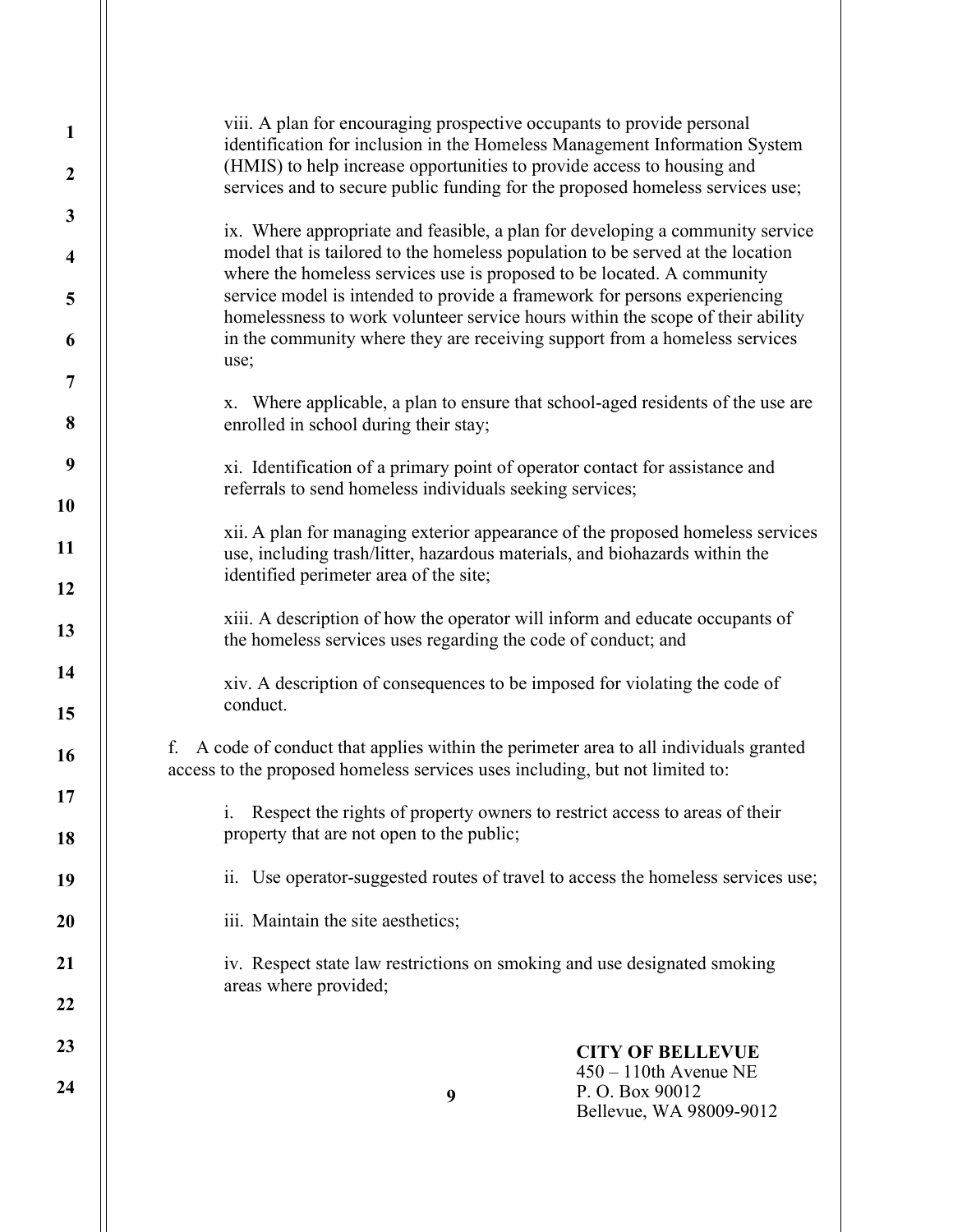viii. A plan for encouraging prospective occupants to provide personal identification for inclusion in the Homeless Management Information System (HMIS) to help increase opportunities to provide access to housing and services and to secure public funding for the proposed homeless services use;

ix. Where appropriate and feasible, a plan for developing a community service model that is tailored to the homeless population to be served at the location where the homeless services use is proposed to be located. A community service model is intended to provide a framework for persons experiencing homelessness to work volunteer service hours within the scope of their ability in the community where they are receiving support from a homeless services use;

x. Where applicable, a plan to ensure that school-aged residents of the use are enrolled in school during their stay;

xi. Identification of a primary point of operator contact for assistance and referrals to send homeless individuals seeking services;

xii. A plan for managing exterior appearance of the proposed homeless services use, including trash/litter, hazardous materials, and biohazards within the identified perimeter area of the site;

xiii. A description of how the operator will inform and educate occupants of the homeless services uses regarding the code of conduct; and

xiv. A description of consequences to be imposed for violating the code of conduct.

f. A code of conduct that applies within the perimeter area to all individuals granted access to the proposed homeless services uses including, but not limited to:

i. Respect the rights of property owners to restrict access to areas of their property that are not open to the public;

ii. Use operator-suggested routes of travel to access the homeless services use;

iii. Maintain the site aesthetics;

iv. Respect state law restrictions on smoking and use designated smoking areas where provided;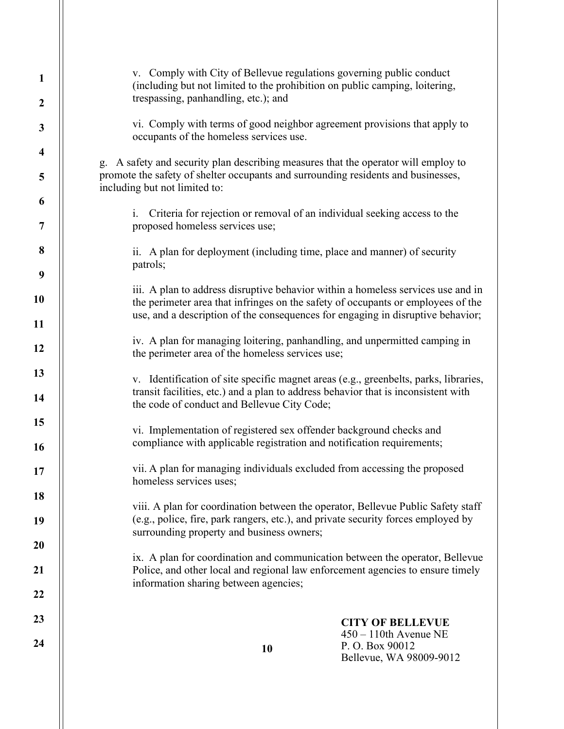v. Comply with City of Bellevue regulations governing public conduct (including but not limited to the prohibition on public camping, loitering, trespassing, panhandling, etc.); and

vi. Comply with terms of good neighbor agreement provisions that apply to occupants of the homeless services use.

g. A safety and security plan describing measures that the operator will employ to promote the safety of shelter occupants and surrounding residents and businesses, including but not limited to:

i. Criteria for rejection or removal of an individual seeking access to the proposed homeless services use;

ii. A plan for deployment (including time, place and manner) of security patrols;

iii. A plan to address disruptive behavior within a homeless services use and in the perimeter area that infringes on the safety of occupants or employees of the use, and a description of the consequences for engaging in disruptive behavior;

iv. A plan for managing loitering, panhandling, and unpermitted camping in the perimeter area of the homeless services use;

v. Identification of site specific magnet areas (e.g., greenbelts, parks, libraries, transit facilities, etc.) and a plan to address behavior that is inconsistent with the code of conduct and Bellevue City Code;

vi. Implementation of registered sex offender background checks and compliance with applicable registration and notification requirements;

vii. A plan for managing individuals excluded from accessing the proposed homeless services uses;

viii. A plan for coordination between the operator, Bellevue Public Safety staff (e.g., police, fire, park rangers, etc.), and private security forces employed by surrounding property and business owners;

ix. A plan for coordination and communication between the operator, Bellevue Police, and other local and regional law enforcement agencies to ensure timely information sharing between agencies;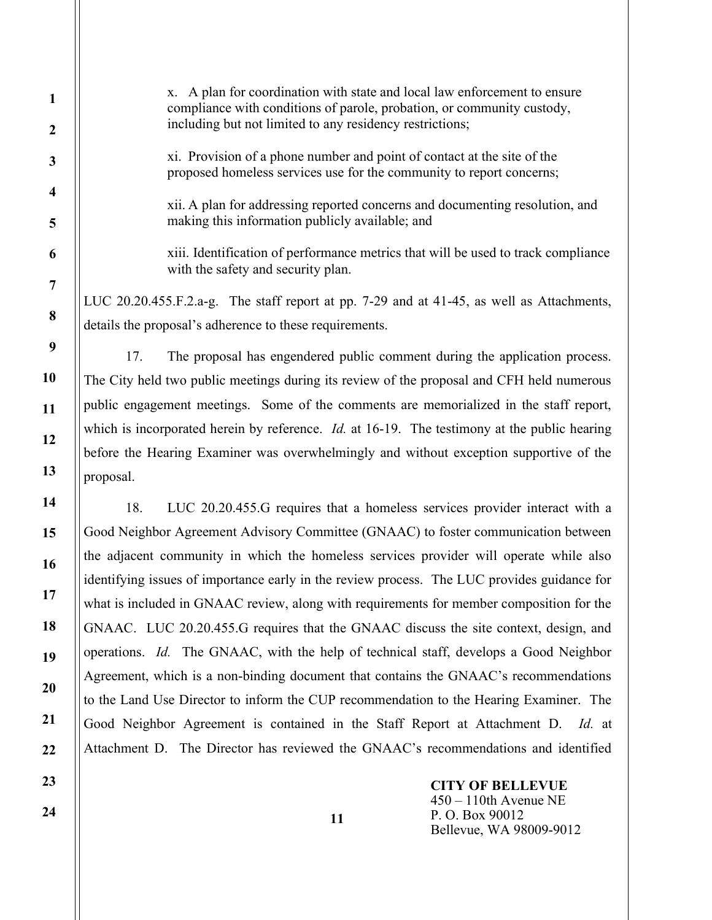x. A plan for coordination with state and local law enforcement to ensure compliance with conditions of parole, probation, or community custody, including but not limited to any residency restrictions;

xi. Provision of a phone number and point of contact at the site of the proposed homeless services use for the community to report concerns;

xii. A plan for addressing reported concerns and documenting resolution, and making this information publicly available; and

xiii. Identification of performance metrics that will be used to track compliance with the safety and security plan.

LUC 20.20.455.F.2.a-g. The staff report at pp. 7-29 and at 41-45, as well as Attachments, details the proposal's adherence to these requirements.

17. The proposal has engendered public comment during the application process. The City held two public meetings during its review of the proposal and CFH held numerous public engagement meetings. Some of the comments are memorialized in the staff report, which is incorporated herein by reference. *Id.* at 16-19. The testimony at the public hearing before the Hearing Examiner was overwhelmingly and without exception supportive of the proposal.

18. LUC 20.20.455.G requires that a homeless services provider interact with a Good Neighbor Agreement Advisory Committee (GNAAC) to foster communication between the adjacent community in which the homeless services provider will operate while also identifying issues of importance early in the review process. The LUC provides guidance for what is included in GNAAC review, along with requirements for member composition for the GNAAC. LUC 20.20.455.G requires that the GNAAC discuss the site context, design, and operations. *Id.* The GNAAC, with the help of technical staff, develops a Good Neighbor Agreement, which is a non-binding document that contains the GNAAC's recommendations to the Land Use Director to inform the CUP recommendation to the Hearing Examiner. The Good Neighbor Agreement is contained in the Staff Report at Attachment D. *Id.* at Attachment D. The Director has reviewed the GNAAC's recommendations and identified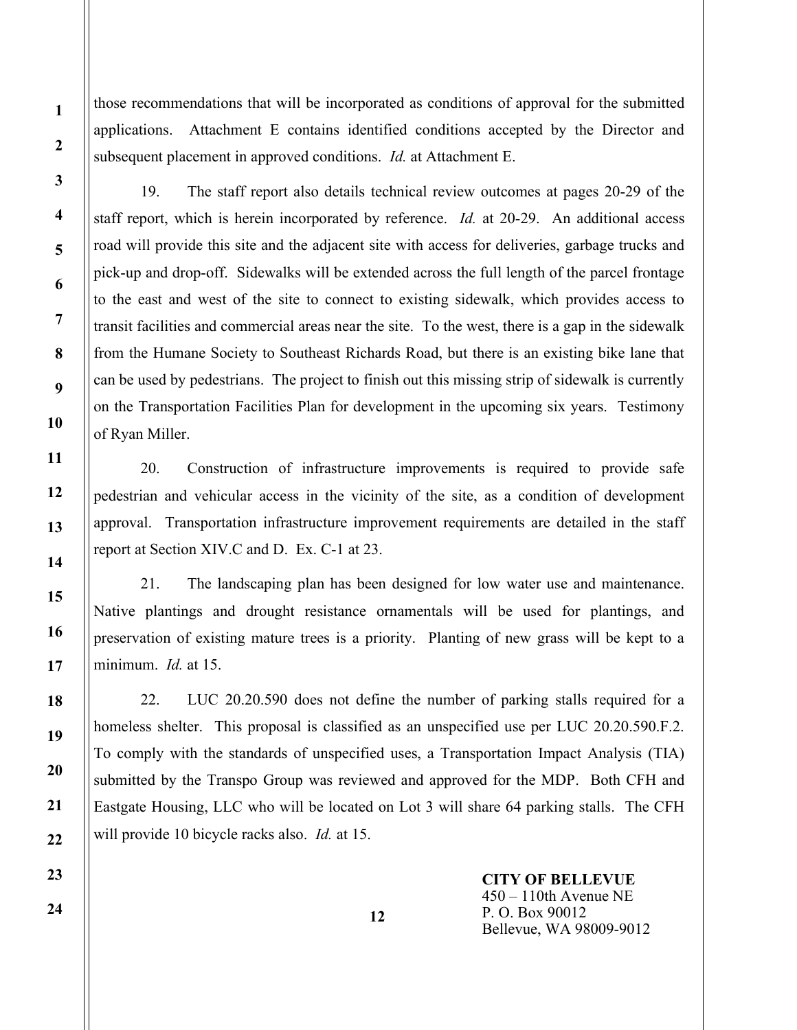those recommendations that will be incorporated as conditions of approval for the submitted applications. Attachment E contains identified conditions accepted by the Director and subsequent placement in approved conditions. *Id.* at Attachment E.

19. The staff report also details technical review outcomes at pages 20-29 of the staff report, which is herein incorporated by reference. *Id.* at 20-29. An additional access road will provide this site and the adjacent site with access for deliveries, garbage trucks and pick-up and drop-off. Sidewalks will be extended across the full length of the parcel frontage to the east and west of the site to connect to existing sidewalk, which provides access to transit facilities and commercial areas near the site. To the west, there is a gap in the sidewalk from the Humane Society to Southeast Richards Road, but there is an existing bike lane that can be used by pedestrians. The project to finish out this missing strip of sidewalk is currently on the Transportation Facilities Plan for development in the upcoming six years. Testimony of Ryan Miller.

20. Construction of infrastructure improvements is required to provide safe pedestrian and vehicular access in the vicinity of the site, as a condition of development approval. Transportation infrastructure improvement requirements are detailed in the staff report at Section XIV.C and D. Ex. C-1 at 23.

21. The landscaping plan has been designed for low water use and maintenance. Native plantings and drought resistance ornamentals will be used for plantings, and preservation of existing mature trees is a priority. Planting of new grass will be kept to a minimum. *Id.* at 15.

22. LUC 20.20.590 does not define the number of parking stalls required for a homeless shelter. This proposal is classified as an unspecified use per LUC 20.20.590.F.2. To comply with the standards of unspecified uses, a Transportation Impact Analysis (TIA) submitted by the Transpo Group was reviewed and approved for the MDP. Both CFH and Eastgate Housing, LLC who will be located on Lot 3 will share 64 parking stalls. The CFH will provide 10 bicycle racks also. *Id.* at 15.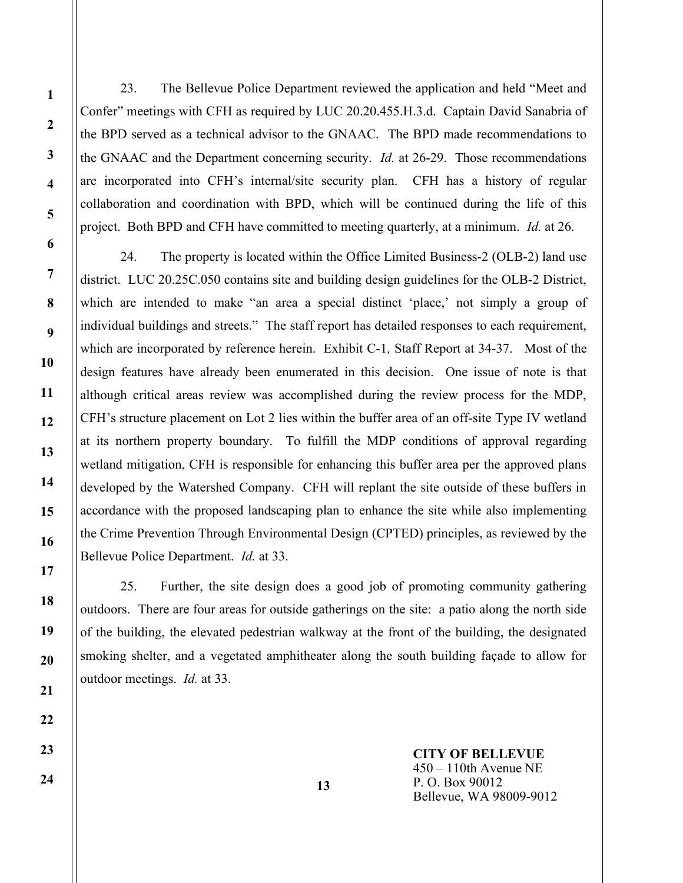23. The Bellevue Police Department reviewed the application and held "Meet and Confer" meetings with CFH as required by LUC 20.20.455.H.3.d. Captain David Sanabria of the BPD served as a technical advisor to the GNAAC. The BPD made recommendations to the GNAAC and the Department concerning security. *Id.* at 26-29. Those recommendations are incorporated into CFH's internal/site security plan. CFH has a history of regular collaboration and coordination with BPD, which will be continued during the life of this project. Both BPD and CFH have committed to meeting quarterly, at a minimum. *Id.* at 26.

24. The property is located within the Office Limited Business-2 (OLB-2) land use district. LUC 20.25C.050 contains site and building design guidelines for the OLB-2 District, which are intended to make "an area a special distinct 'place,' not simply a group of individual buildings and streets." The staff report has detailed responses to each requirement, which are incorporated by reference herein. Exhibit C-1*,* Staff Report at 34-37. Most of the design features have already been enumerated in this decision. One issue of note is that although critical areas review was accomplished during the review process for the MDP, CFH's structure placement on Lot 2 lies within the buffer area of an off-site Type IV wetland at its northern property boundary. To fulfill the MDP conditions of approval regarding wetland mitigation, CFH is responsible for enhancing this buffer area per the approved plans developed by the Watershed Company. CFH will replant the site outside of these buffers in accordance with the proposed landscaping plan to enhance the site while also implementing the Crime Prevention Through Environmental Design (CPTED) principles, as reviewed by the Bellevue Police Department. *Id.* at 33.

25. Further, the site design does a good job of promoting community gathering outdoors. There are four areas for outside gatherings on the site: a patio along the north side of the building, the elevated pedestrian walkway at the front of the building, the designated smoking shelter, and a vegetated amphitheater along the south building façade to allow for outdoor meetings. *Id.* at 33.

**CITY OF BELLEVUE**
450 – 110th Avenue NE
P. O. Box 90012
Bellevue, WA 98009-9012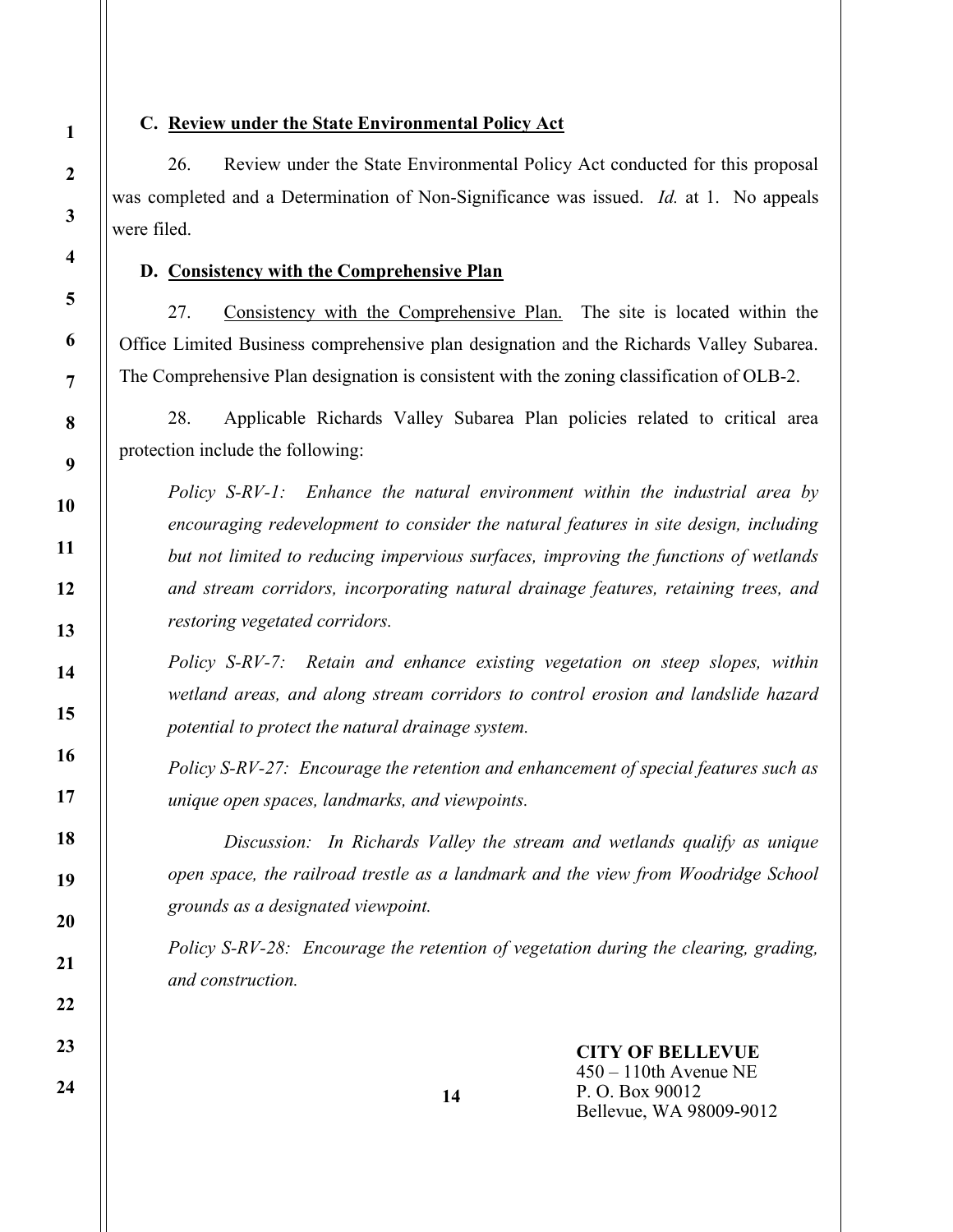### C. Review under the State Environmental Policy Act

26. Review under the State Environmental Policy Act conducted for this proposal was completed and a Determination of Non-Significance was issued. *Id.* at 1. No appeals were filed.

### D. Consistency with the Comprehensive Plan

27. Consistency with the Comprehensive Plan. The site is located within the Office Limited Business comprehensive plan designation and the Richards Valley Subarea. The Comprehensive Plan designation is consistent with the zoning classification of OLB-2.

28. Applicable Richards Valley Subarea Plan policies related to critical area protection include the following:

> *Policy S-RV-1: Enhance the natural environment within the industrial area by encouraging redevelopment to consider the natural features in site design, including but not limited to reducing impervious surfaces, improving the functions of wetlands and stream corridors, incorporating natural drainage features, retaining trees, and restoring vegetated corridors.*
>
> *Policy S-RV-7: Retain and enhance existing vegetation on steep slopes, within wetland areas, and along stream corridors to control erosion and landslide hazard potential to protect the natural drainage system.*
>
> *Policy S-RV-27: Encourage the retention and enhancement of special features such as unique open spaces, landmarks, and viewpoints.*
>
> *Discussion: In Richards Valley the stream and wetlands qualify as unique open space, the railroad trestle as a landmark and the view from Woodridge School grounds as a designated viewpoint.*
>
> *Policy S-RV-28: Encourage the retention of vegetation during the clearing, grading, and construction.*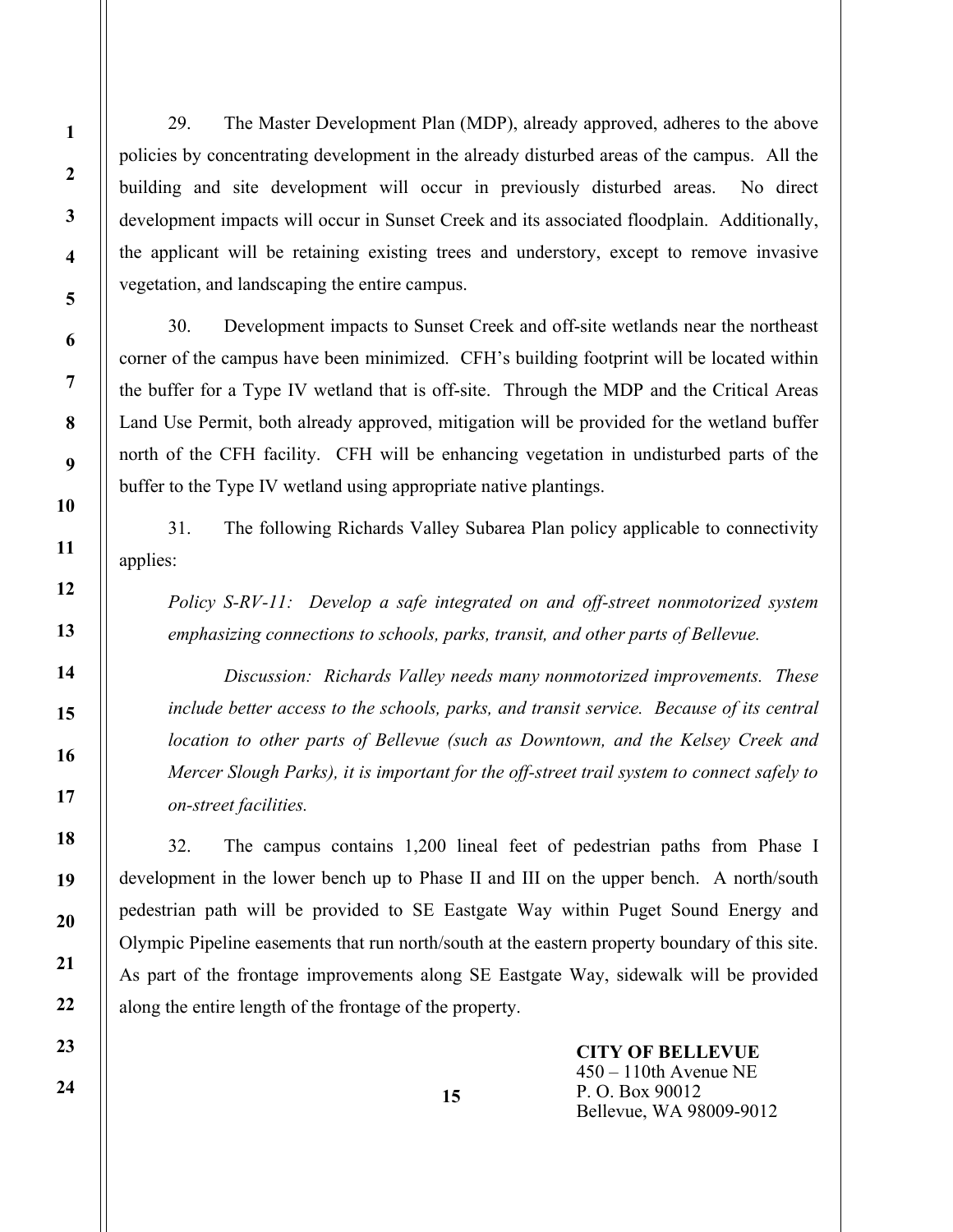29. The Master Development Plan (MDP), already approved, adheres to the above policies by concentrating development in the already disturbed areas of the campus. All the building and site development will occur in previously disturbed areas. No direct development impacts will occur in Sunset Creek and its associated floodplain. Additionally, the applicant will be retaining existing trees and understory, except to remove invasive vegetation, and landscaping the entire campus.

30. Development impacts to Sunset Creek and off-site wetlands near the northeast corner of the campus have been minimized. CFH's building footprint will be located within the buffer for a Type IV wetland that is off-site. Through the MDP and the Critical Areas Land Use Permit, both already approved, mitigation will be provided for the wetland buffer north of the CFH facility. CFH will be enhancing vegetation in undisturbed parts of the buffer to the Type IV wetland using appropriate native plantings.

31. The following Richards Valley Subarea Plan policy applicable to connectivity applies:

*Policy S-RV-11: Develop a safe integrated on and off-street nonmotorized system emphasizing connections to schools, parks, transit, and other parts of Bellevue.*

*Discussion: Richards Valley needs many nonmotorized improvements. These include better access to the schools, parks, and transit service. Because of its central location to other parts of Bellevue (such as Downtown, and the Kelsey Creek and Mercer Slough Parks), it is important for the off-street trail system to connect safely to on-street facilities.*

32. The campus contains 1,200 lineal feet of pedestrian paths from Phase I development in the lower bench up to Phase II and III on the upper bench. A north/south pedestrian path will be provided to SE Eastgate Way within Puget Sound Energy and Olympic Pipeline easements that run north/south at the eastern property boundary of this site. As part of the frontage improvements along SE Eastgate Way, sidewalk will be provided along the entire length of the frontage of the property.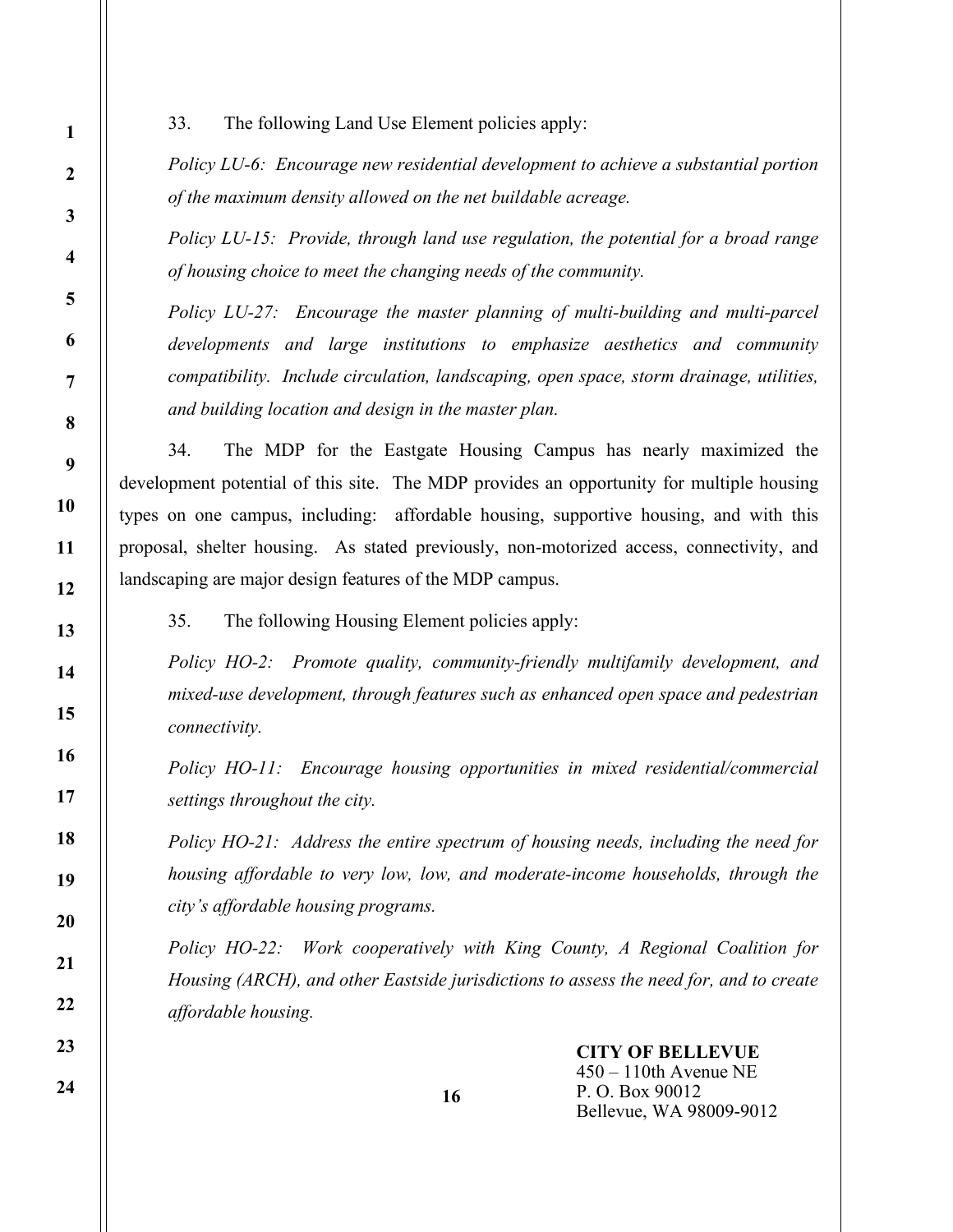33. The following Land Use Element policies apply:

*Policy LU-6: Encourage new residential development to achieve a substantial portion of the maximum density allowed on the net buildable acreage.*

*Policy LU-15: Provide, through land use regulation, the potential for a broad range of housing choice to meet the changing needs of the community.*

*Policy LU-27: Encourage the master planning of multi-building and multi-parcel developments and large institutions to emphasize aesthetics and community compatibility. Include circulation, landscaping, open space, storm drainage, utilities, and building location and design in the master plan.*

34. The MDP for the Eastgate Housing Campus has nearly maximized the development potential of this site. The MDP provides an opportunity for multiple housing types on one campus, including: affordable housing, supportive housing, and with this proposal, shelter housing. As stated previously, non-motorized access, connectivity, and landscaping are major design features of the MDP campus.

35. The following Housing Element policies apply:

*Policy HO-2: Promote quality, community-friendly multifamily development, and mixed-use development, through features such as enhanced open space and pedestrian connectivity.*

*Policy HO-11: Encourage housing opportunities in mixed residential/commercial settings throughout the city.*

*Policy HO-21: Address the entire spectrum of housing needs, including the need for housing affordable to very low, low, and moderate-income households, through the city's affordable housing programs.*

*Policy HO-22: Work cooperatively with King County, A Regional Coalition for Housing (ARCH), and other Eastside jurisdictions to assess the need for, and to create affordable housing.*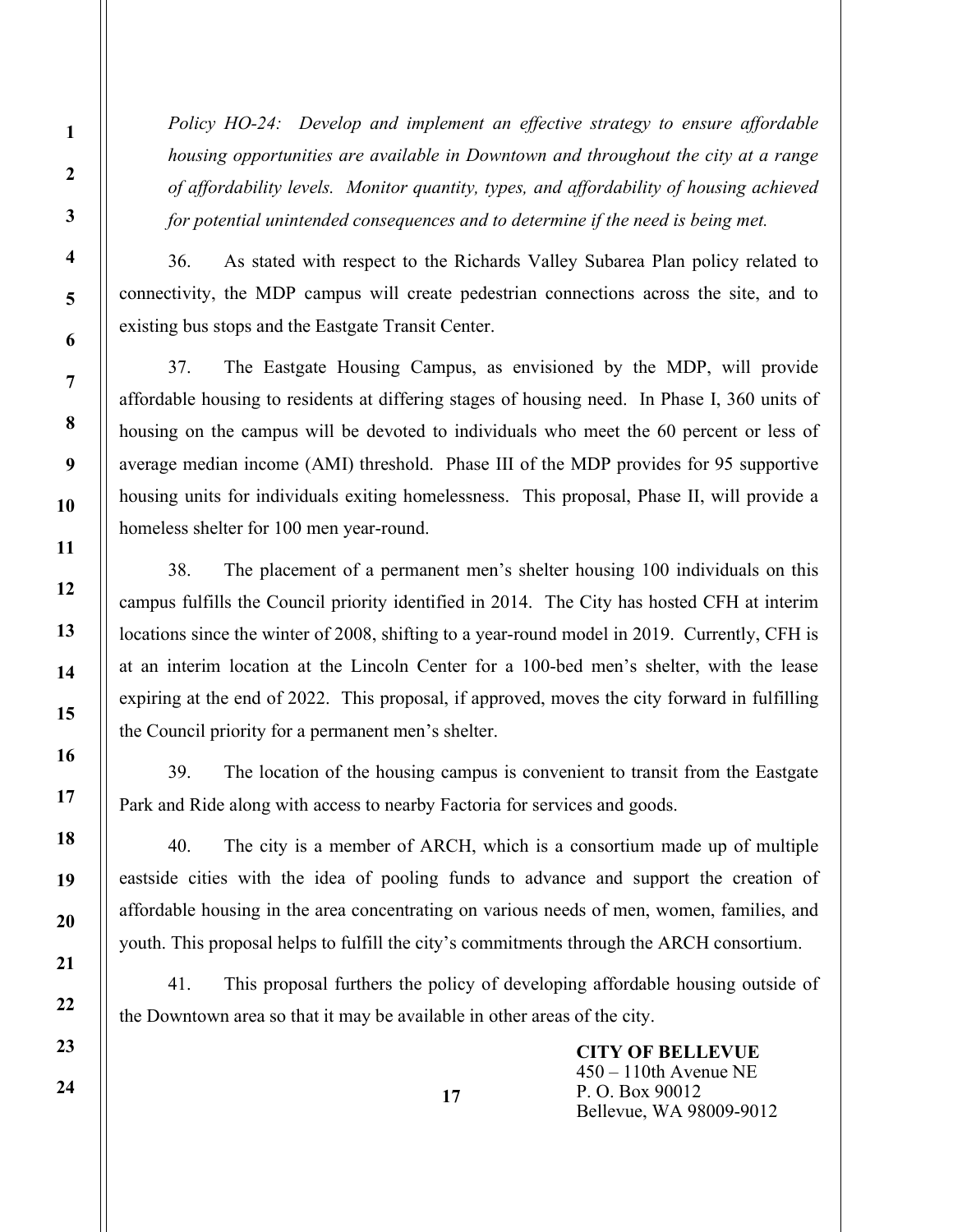*Policy HO-24: Develop and implement an effective strategy to ensure affordable housing opportunities are available in Downtown and throughout the city at a range of affordability levels. Monitor quantity, types, and affordability of housing achieved for potential unintended consequences and to determine if the need is being met.*

36. As stated with respect to the Richards Valley Subarea Plan policy related to connectivity, the MDP campus will create pedestrian connections across the site, and to existing bus stops and the Eastgate Transit Center.

37. The Eastgate Housing Campus, as envisioned by the MDP, will provide affordable housing to residents at differing stages of housing need. In Phase I, 360 units of housing on the campus will be devoted to individuals who meet the 60 percent or less of average median income (AMI) threshold. Phase III of the MDP provides for 95 supportive housing units for individuals exiting homelessness. This proposal, Phase II, will provide a homeless shelter for 100 men year-round.

38. The placement of a permanent men's shelter housing 100 individuals on this campus fulfills the Council priority identified in 2014. The City has hosted CFH at interim locations since the winter of 2008, shifting to a year-round model in 2019. Currently, CFH is at an interim location at the Lincoln Center for a 100-bed men's shelter, with the lease expiring at the end of 2022. This proposal, if approved, moves the city forward in fulfilling the Council priority for a permanent men's shelter.

39. The location of the housing campus is convenient to transit from the Eastgate Park and Ride along with access to nearby Factoria for services and goods.

40. The city is a member of ARCH, which is a consortium made up of multiple eastside cities with the idea of pooling funds to advance and support the creation of affordable housing in the area concentrating on various needs of men, women, families, and youth. This proposal helps to fulfill the city's commitments through the ARCH consortium.

41. This proposal furthers the policy of developing affordable housing outside of the Downtown area so that it may be available in other areas of the city.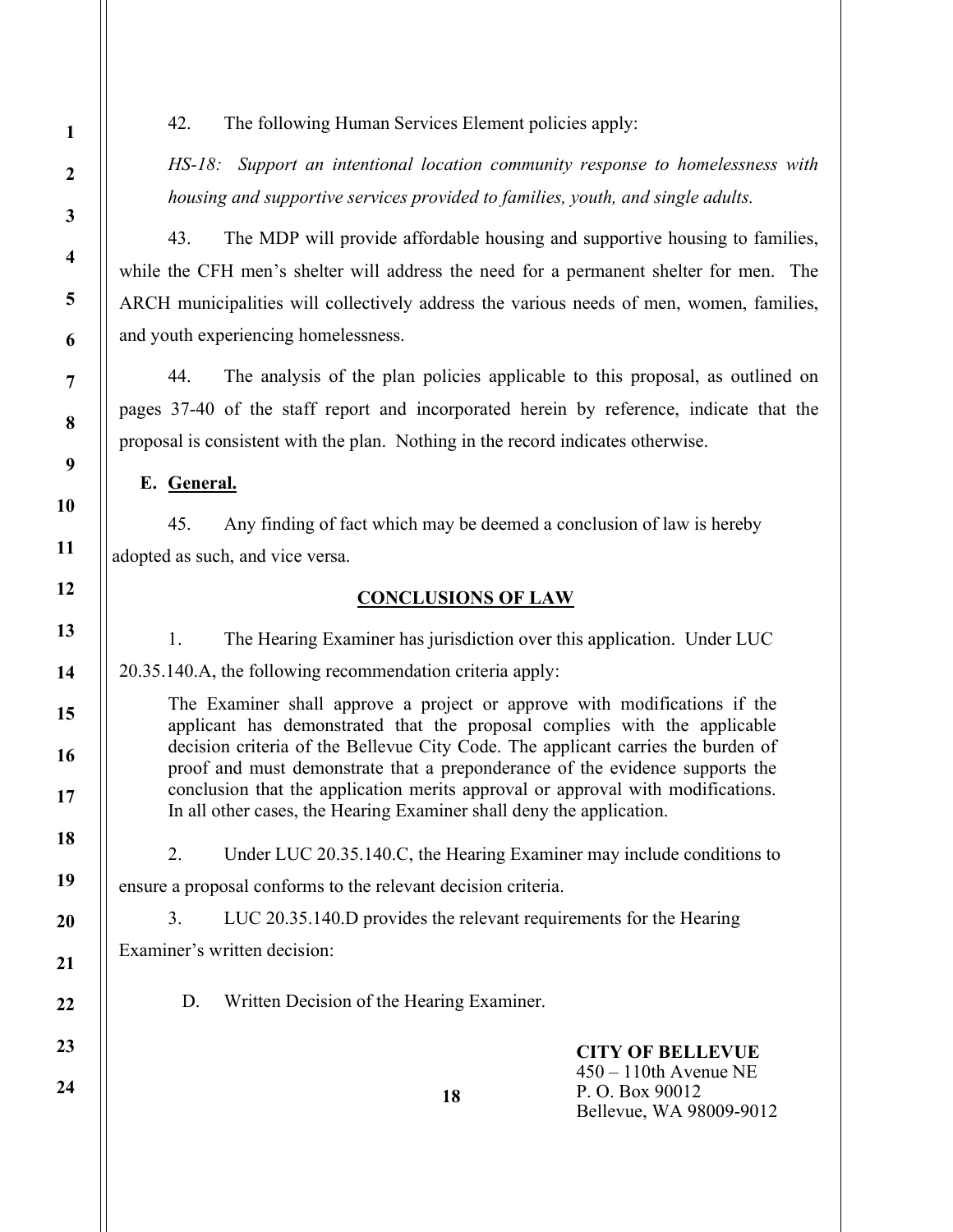42. The following Human Services Element policies apply:

*HS-18: Support an intentional location community response to homelessness with housing and supportive services provided to families, youth, and single adults.*

43. The MDP will provide affordable housing and supportive housing to families, while the CFH men's shelter will address the need for a permanent shelter for men. The ARCH municipalities will collectively address the various needs of men, women, families, and youth experiencing homelessness.

44. The analysis of the plan policies applicable to this proposal, as outlined on pages 37-40 of the staff report and incorporated herein by reference, indicate that the proposal is consistent with the plan. Nothing in the record indicates otherwise.

**E. General.**

45. Any finding of fact which may be deemed a conclusion of law is hereby adopted as such, and vice versa.

## CONCLUSIONS OF LAW

1. The Hearing Examiner has jurisdiction over this application. Under LUC 20.35.140.A, the following recommendation criteria apply:

> The Examiner shall approve a project or approve with modifications if the applicant has demonstrated that the proposal complies with the applicable decision criteria of the Bellevue City Code. The applicant carries the burden of proof and must demonstrate that a preponderance of the evidence supports the conclusion that the application merits approval or approval with modifications. In all other cases, the Hearing Examiner shall deny the application.

2. Under LUC 20.35.140.C, the Hearing Examiner may include conditions to ensure a proposal conforms to the relevant decision criteria.

3. LUC 20.35.140.D provides the relevant requirements for the Hearing Examiner's written decision:

> D. Written Decision of the Hearing Examiner.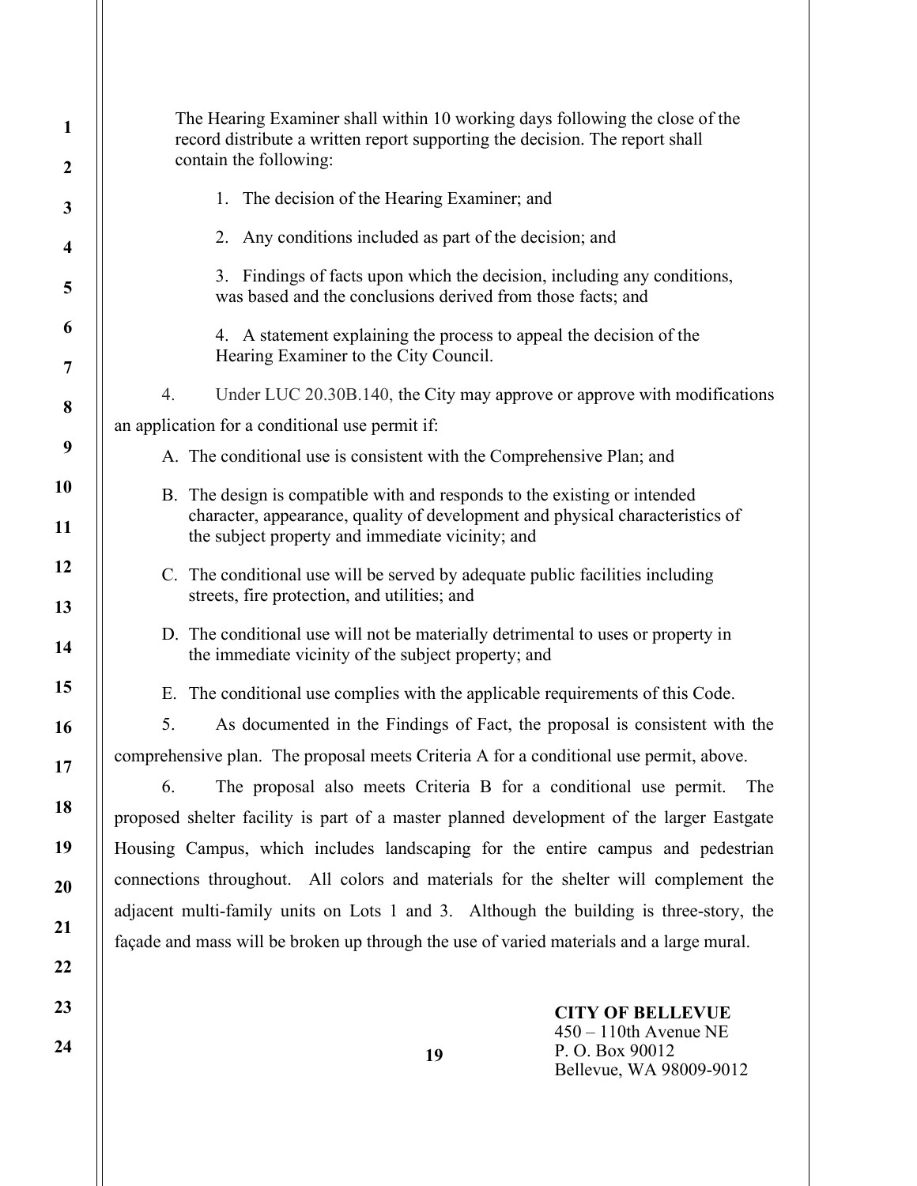The Hearing Examiner shall within 10 working days following the close of the record distribute a written report supporting the decision. The report shall contain the following:

1. The decision of the Hearing Examiner; and

2. Any conditions included as part of the decision; and

3. Findings of facts upon which the decision, including any conditions, was based and the conclusions derived from those facts; and

4. A statement explaining the process to appeal the decision of the Hearing Examiner to the City Council.

4. Under LUC 20.30B.140, the City may approve or approve with modifications an application for a conditional use permit if:

A. The conditional use is consistent with the Comprehensive Plan; and

B. The design is compatible with and responds to the existing or intended character, appearance, quality of development and physical characteristics of the subject property and immediate vicinity; and

C. The conditional use will be served by adequate public facilities including streets, fire protection, and utilities; and

D. The conditional use will not be materially detrimental to uses or property in the immediate vicinity of the subject property; and

E. The conditional use complies with the applicable requirements of this Code.

5. As documented in the Findings of Fact, the proposal is consistent with the comprehensive plan. The proposal meets Criteria A for a conditional use permit, above.

6. The proposal also meets Criteria B for a conditional use permit. The proposed shelter facility is part of a master planned development of the larger Eastgate Housing Campus, which includes landscaping for the entire campus and pedestrian connections throughout. All colors and materials for the shelter will complement the adjacent multi-family units on Lots 1 and 3. Although the building is three-story, the façade and mass will be broken up through the use of varied materials and a large mural.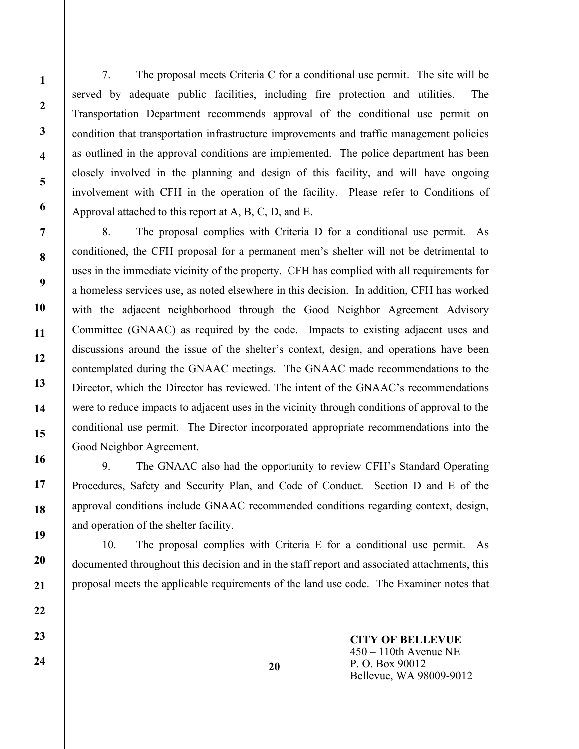7. The proposal meets Criteria C for a conditional use permit. The site will be served by adequate public facilities, including fire protection and utilities. The Transportation Department recommends approval of the conditional use permit on condition that transportation infrastructure improvements and traffic management policies as outlined in the approval conditions are implemented. The police department has been closely involved in the planning and design of this facility, and will have ongoing involvement with CFH in the operation of the facility. Please refer to Conditions of Approval attached to this report at A, B, C, D, and E.

8. The proposal complies with Criteria D for a conditional use permit. As conditioned, the CFH proposal for a permanent men's shelter will not be detrimental to uses in the immediate vicinity of the property. CFH has complied with all requirements for a homeless services use, as noted elsewhere in this decision. In addition, CFH has worked with the adjacent neighborhood through the Good Neighbor Agreement Advisory Committee (GNAAC) as required by the code. Impacts to existing adjacent uses and discussions around the issue of the shelter's context, design, and operations have been contemplated during the GNAAC meetings. The GNAAC made recommendations to the Director, which the Director has reviewed. The intent of the GNAAC's recommendations were to reduce impacts to adjacent uses in the vicinity through conditions of approval to the conditional use permit. The Director incorporated appropriate recommendations into the Good Neighbor Agreement.

9. The GNAAC also had the opportunity to review CFH's Standard Operating Procedures, Safety and Security Plan, and Code of Conduct. Section D and E of the approval conditions include GNAAC recommended conditions regarding context, design, and operation of the shelter facility.

10. The proposal complies with Criteria E for a conditional use permit. As documented throughout this decision and in the staff report and associated attachments, this proposal meets the applicable requirements of the land use code. The Examiner notes that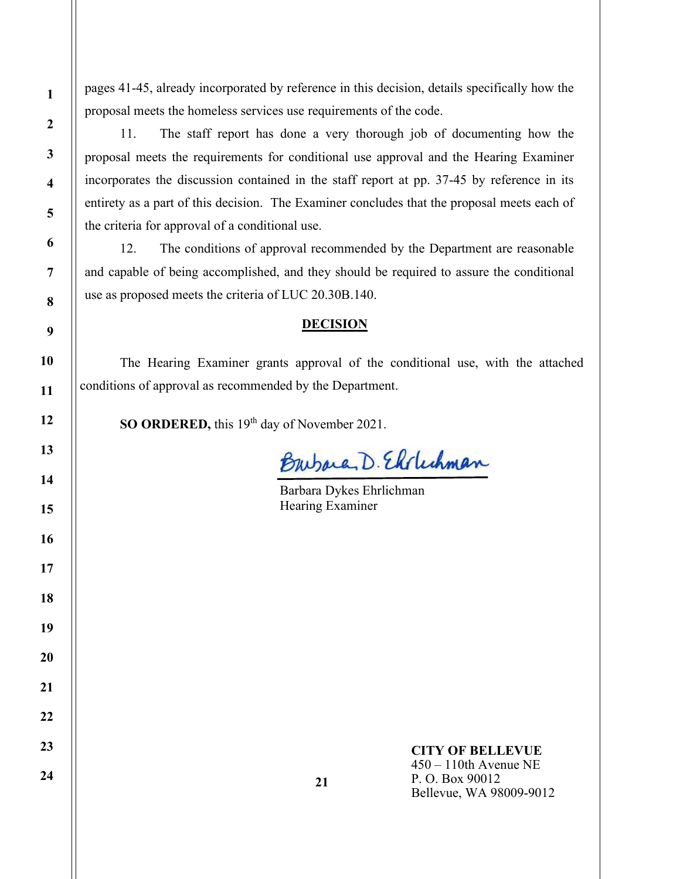pages 41-45, already incorporated by reference in this decision, details specifically how the proposal meets the homeless services use requirements of the code.

11. The staff report has done a very thorough job of documenting how the proposal meets the requirements for conditional use approval and the Hearing Examiner incorporates the discussion contained in the staff report at pp. 37-45 by reference in its entirety as a part of this decision. The Examiner concludes that the proposal meets each of the criteria for approval of a conditional use.

12. The conditions of approval recommended by the Department are reasonable and capable of being accomplished, and they should be required to assure the conditional use as proposed meets the criteria of LUC 20.30B.140.

## DECISION

The Hearing Examiner grants approval of the conditional use, with the attached conditions of approval as recommended by the Department.

**SO ORDERED,** this 19th day of November 2021.

Barbara Dykes Ehrlichman
Hearing Examiner

**CITY OF BELLEVUE**
450 – 110th Avenue NE
P. O. Box 90012
Bellevue, WA 98009-9012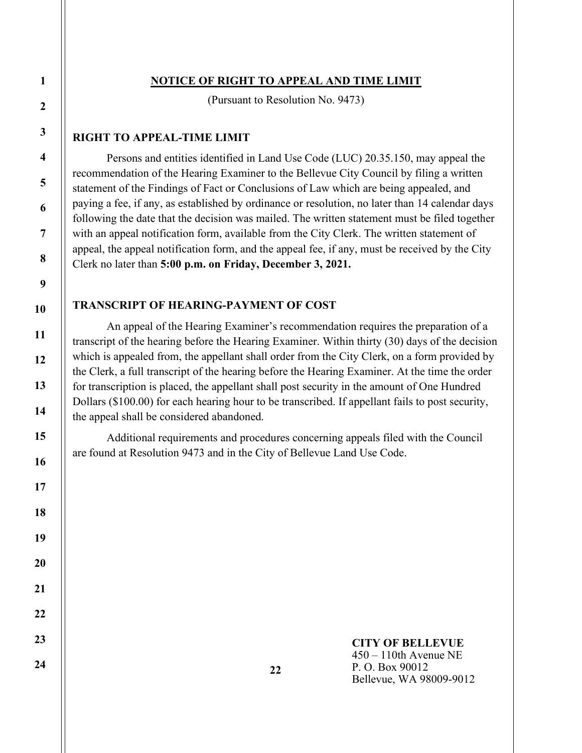## NOTICE OF RIGHT TO APPEAL AND TIME LIMIT

(Pursuant to Resolution No. 9473)

### RIGHT TO APPEAL-TIME LIMIT

Persons and entities identified in Land Use Code (LUC) 20.35.150, may appeal the recommendation of the Hearing Examiner to the Bellevue City Council by filing a written statement of the Findings of Fact or Conclusions of Law which are being appealed, and paying a fee, if any, as established by ordinance or resolution, no later than 14 calendar days following the date that the decision was mailed. The written statement must be filed together with an appeal notification form, available from the City Clerk. The written statement of appeal, the appeal notification form, and the appeal fee, if any, must be received by the City Clerk no later than **5:00 p.m. on Friday, December 3, 2021.**

### TRANSCRIPT OF HEARING-PAYMENT OF COST

An appeal of the Hearing Examiner's recommendation requires the preparation of a transcript of the hearing before the Hearing Examiner. Within thirty (30) days of the decision which is appealed from, the appellant shall order from the City Clerk, on a form provided by the Clerk, a full transcript of the hearing before the Hearing Examiner. At the time the order for transcription is placed, the appellant shall post security in the amount of One Hundred Dollars ($100.00) for each hearing hour to be transcribed. If appellant fails to post security, the appeal shall be considered abandoned.

Additional requirements and procedures concerning appeals filed with the Council are found at Resolution 9473 and in the City of Bellevue Land Use Code.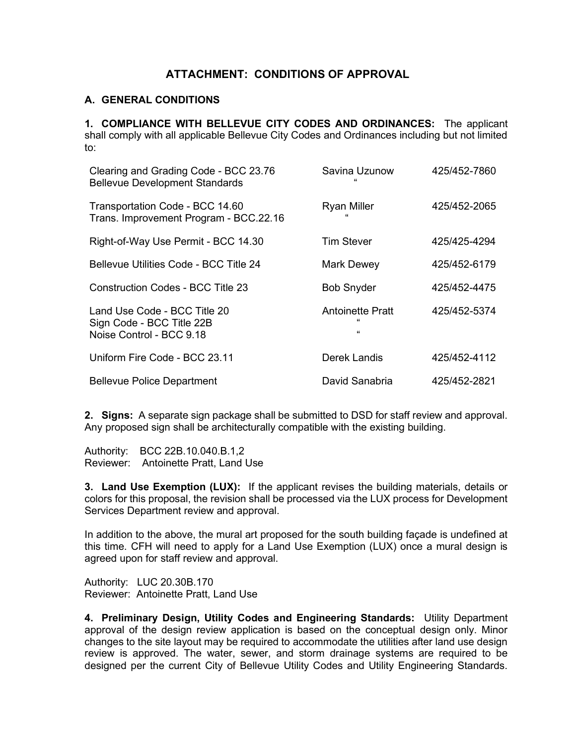## ATTACHMENT: CONDITIONS OF APPROVAL

### A. GENERAL CONDITIONS

**1. COMPLIANCE WITH BELLEVUE CITY CODES AND ORDINANCES:** The applicant shall comply with all applicable Bellevue City Codes and Ordinances including but not limited to:

| Code | Contact | Phone |
|---|---|---|
| Clearing and Grading Code - BCC 23.76<br>Bellevue Development Standards | Savina Uzunow<br>" | 425/452-7860 |
| Transportation Code - BCC 14.60<br>Trans. Improvement Program - BCC.22.16 | Ryan Miller<br>" | 425/452-2065 |
| Right-of-Way Use Permit - BCC 14.30 | Tim Stever | 425/425-4294 |
| Bellevue Utilities Code - BCC Title 24 | Mark Dewey | 425/452-6179 |
| Construction Codes - BCC Title 23 | Bob Snyder | 425/452-4475 |
| Land Use Code - BCC Title 20<br>Sign Code - BCC Title 22B<br>Noise Control - BCC 9.18 | Antoinette Pratt<br>"<br>" | 425/452-5374 |
| Uniform Fire Code - BCC 23.11 | Derek Landis | 425/452-4112 |
| Bellevue Police Department | David Sanabria | 425/452-2821 |

**2. Signs:** A separate sign package shall be submitted to DSD for staff review and approval. Any proposed sign shall be architecturally compatible with the existing building.

Authority: BCC 22B.10.040.B.1,2
Reviewer: Antoinette Pratt, Land Use

**3. Land Use Exemption (LUX):** If the applicant revises the building materials, details or colors for this proposal, the revision shall be processed via the LUX process for Development Services Department review and approval.

In addition to the above, the mural art proposed for the south building façade is undefined at this time. CFH will need to apply for a Land Use Exemption (LUX) once a mural design is agreed upon for staff review and approval.

Authority: LUC 20.30B.170
Reviewer: Antoinette Pratt, Land Use

**4. Preliminary Design, Utility Codes and Engineering Standards:** Utility Department approval of the design review application is based on the conceptual design only. Minor changes to the site layout may be required to accommodate the utilities after land use design review is approved. The water, sewer, and storm drainage systems are required to be designed per the current City of Bellevue Utility Codes and Utility Engineering Standards.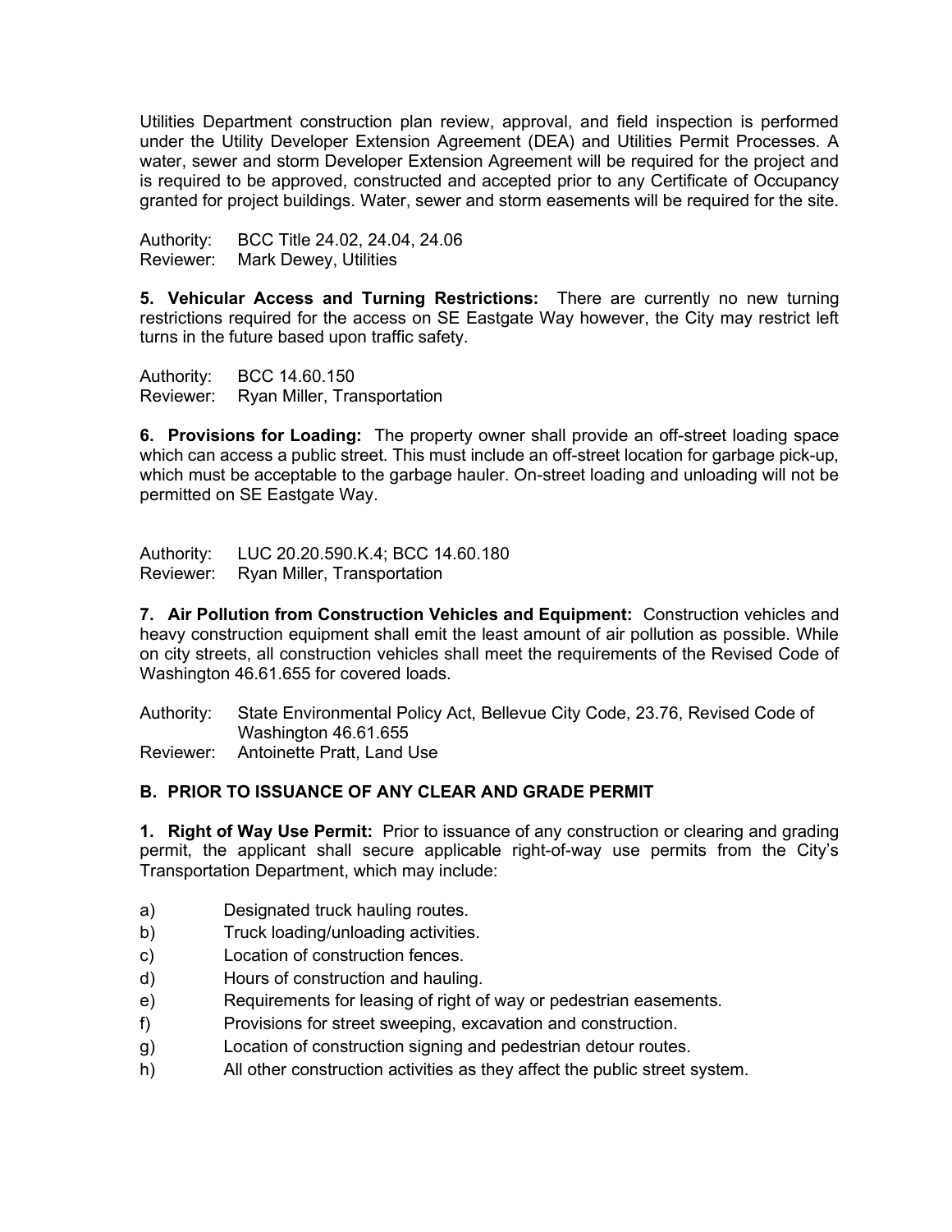Utilities Department construction plan review, approval, and field inspection is performed under the Utility Developer Extension Agreement (DEA) and Utilities Permit Processes. A water, sewer and storm Developer Extension Agreement will be required for the project and is required to be approved, constructed and accepted prior to any Certificate of Occupancy granted for project buildings. Water, sewer and storm easements will be required for the site.

Authority: BCC Title 24.02, 24.04, 24.06
Reviewer: Mark Dewey, Utilities

**5. Vehicular Access and Turning Restrictions:** There are currently no new turning restrictions required for the access on SE Eastgate Way however, the City may restrict left turns in the future based upon traffic safety.

Authority: BCC 14.60.150
Reviewer: Ryan Miller, Transportation

**6. Provisions for Loading:** The property owner shall provide an off-street loading space which can access a public street. This must include an off-street location for garbage pick-up, which must be acceptable to the garbage hauler. On-street loading and unloading will not be permitted on SE Eastgate Way.

Authority: LUC 20.20.590.K.4; BCC 14.60.180
Reviewer: Ryan Miller, Transportation

**7. Air Pollution from Construction Vehicles and Equipment:** Construction vehicles and heavy construction equipment shall emit the least amount of air pollution as possible. While on city streets, all construction vehicles shall meet the requirements of the Revised Code of Washington 46.61.655 for covered loads.

Authority: State Environmental Policy Act, Bellevue City Code, 23.76, Revised Code of Washington 46.61.655
Reviewer: Antoinette Pratt, Land Use

## B. PRIOR TO ISSUANCE OF ANY CLEAR AND GRADE PERMIT

**1. Right of Way Use Permit:** Prior to issuance of any construction or clearing and grading permit, the applicant shall secure applicable right-of-way use permits from the City's Transportation Department, which may include:

a) Designated truck hauling routes.
b) Truck loading/unloading activities.
c) Location of construction fences.
d) Hours of construction and hauling.
e) Requirements for leasing of right of way or pedestrian easements.
f) Provisions for street sweeping, excavation and construction.
g) Location of construction signing and pedestrian detour routes.
h) All other construction activities as they affect the public street system.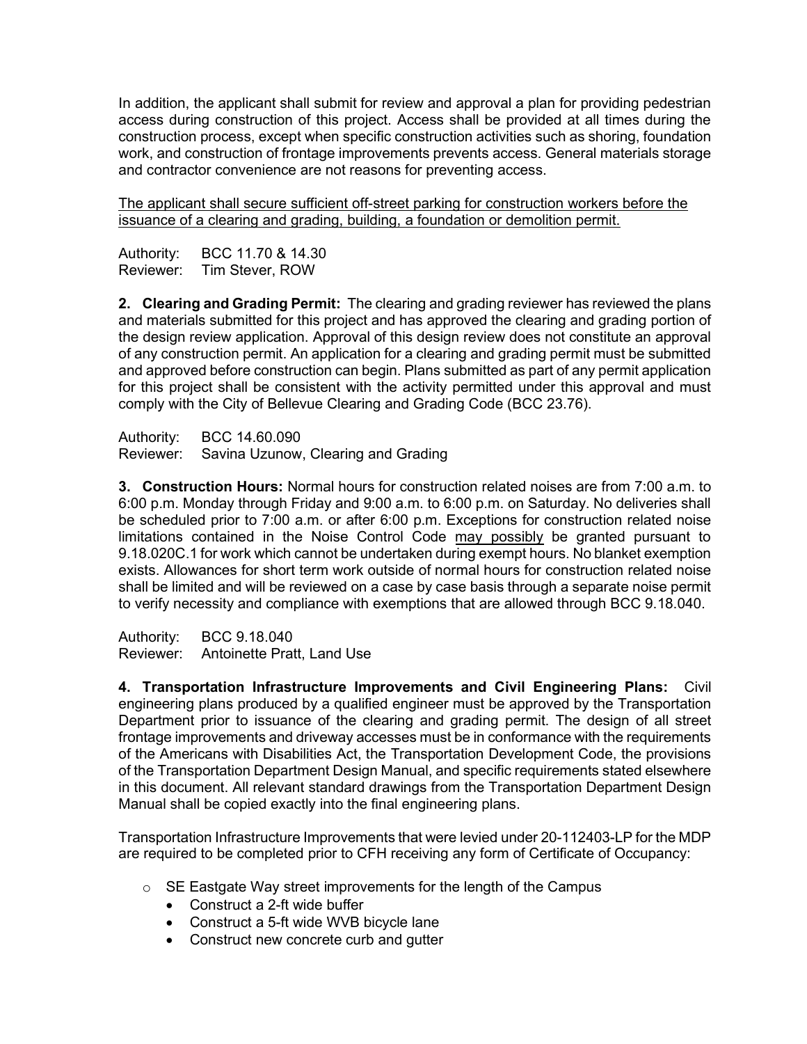In addition, the applicant shall submit for review and approval a plan for providing pedestrian access during construction of this project. Access shall be provided at all times during the construction process, except when specific construction activities such as shoring, foundation work, and construction of frontage improvements prevents access. General materials storage and contractor convenience are not reasons for preventing access.

<u>The applicant shall secure sufficient off-street parking for construction workers before the issuance of a clearing and grading, building, a foundation or demolition permit.</u>

Authority: BCC 11.70 & 14.30
Reviewer: Tim Stever, ROW

**2. Clearing and Grading Permit:** The clearing and grading reviewer has reviewed the plans and materials submitted for this project and has approved the clearing and grading portion of the design review application. Approval of this design review does not constitute an approval of any construction permit. An application for a clearing and grading permit must be submitted and approved before construction can begin. Plans submitted as part of any permit application for this project shall be consistent with the activity permitted under this approval and must comply with the City of Bellevue Clearing and Grading Code (BCC 23.76).

Authority: BCC 14.60.090
Reviewer: Savina Uzunow, Clearing and Grading

**3. Construction Hours:** Normal hours for construction related noises are from 7:00 a.m. to 6:00 p.m. Monday through Friday and 9:00 a.m. to 6:00 p.m. on Saturday. No deliveries shall be scheduled prior to 7:00 a.m. or after 6:00 p.m. Exceptions for construction related noise limitations contained in the Noise Control Code <u>may possibly</u> be granted pursuant to 9.18.020C.1 for work which cannot be undertaken during exempt hours. No blanket exemption exists. Allowances for short term work outside of normal hours for construction related noise shall be limited and will be reviewed on a case by case basis through a separate noise permit to verify necessity and compliance with exemptions that are allowed through BCC 9.18.040.

Authority: BCC 9.18.040
Reviewer: Antoinette Pratt, Land Use

**4. Transportation Infrastructure Improvements and Civil Engineering Plans:** Civil engineering plans produced by a qualified engineer must be approved by the Transportation Department prior to issuance of the clearing and grading permit. The design of all street frontage improvements and driveway accesses must be in conformance with the requirements of the Americans with Disabilities Act, the Transportation Development Code, the provisions of the Transportation Department Design Manual, and specific requirements stated elsewhere in this document. All relevant standard drawings from the Transportation Department Design Manual shall be copied exactly into the final engineering plans.

Transportation Infrastructure Improvements that were levied under 20-112403-LP for the MDP are required to be completed prior to CFH receiving any form of Certificate of Occupancy:

- SE Eastgate Way street improvements for the length of the Campus
  - Construct a 2-ft wide buffer
  - Construct a 5-ft wide WVB bicycle lane
  - Construct new concrete curb and gutter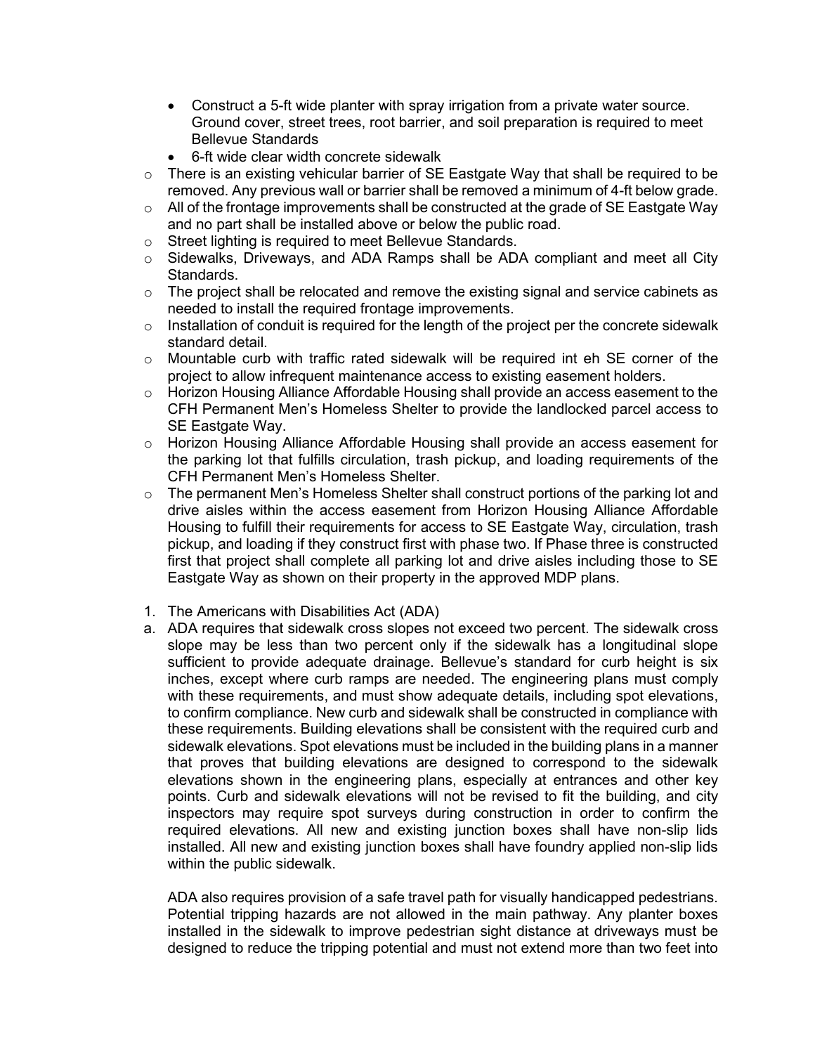- Construct a 5-ft wide planter with spray irrigation from a private water source. Ground cover, street trees, root barrier, and soil preparation is required to meet Bellevue Standards
- 6-ft wide clear width concrete sidewalk

- There is an existing vehicular barrier of SE Eastgate Way that shall be required to be removed. Any previous wall or barrier shall be removed a minimum of 4-ft below grade.
- All of the frontage improvements shall be constructed at the grade of SE Eastgate Way and no part shall be installed above or below the public road.
- Street lighting is required to meet Bellevue Standards.
- Sidewalks, Driveways, and ADA Ramps shall be ADA compliant and meet all City Standards.
- The project shall be relocated and remove the existing signal and service cabinets as needed to install the required frontage improvements.
- Installation of conduit is required for the length of the project per the concrete sidewalk standard detail.
- Mountable curb with traffic rated sidewalk will be required int eh SE corner of the project to allow infrequent maintenance access to existing easement holders.
- Horizon Housing Alliance Affordable Housing shall provide an access easement to the CFH Permanent Men's Homeless Shelter to provide the landlocked parcel access to SE Eastgate Way.
- Horizon Housing Alliance Affordable Housing shall provide an access easement for the parking lot that fulfills circulation, trash pickup, and loading requirements of the CFH Permanent Men's Homeless Shelter.
- The permanent Men's Homeless Shelter shall construct portions of the parking lot and drive aisles within the access easement from Horizon Housing Alliance Affordable Housing to fulfill their requirements for access to SE Eastgate Way, circulation, trash pickup, and loading if they construct first with phase two. If Phase three is constructed first that project shall complete all parking lot and drive aisles including those to SE Eastgate Way as shown on their property in the approved MDP plans.

1. The Americans with Disabilities Act (ADA)

a. ADA requires that sidewalk cross slopes not exceed two percent. The sidewalk cross slope may be less than two percent only if the sidewalk has a longitudinal slope sufficient to provide adequate drainage. Bellevue's standard for curb height is six inches, except where curb ramps are needed. The engineering plans must comply with these requirements, and must show adequate details, including spot elevations, to confirm compliance. New curb and sidewalk shall be constructed in compliance with these requirements. Building elevations shall be consistent with the required curb and sidewalk elevations. Spot elevations must be included in the building plans in a manner that proves that building elevations are designed to correspond to the sidewalk elevations shown in the engineering plans, especially at entrances and other key points. Curb and sidewalk elevations will not be revised to fit the building, and city inspectors may require spot surveys during construction in order to confirm the required elevations. All new and existing junction boxes shall have non-slip lids installed. All new and existing junction boxes shall have foundry applied non-slip lids within the public sidewalk.

   ADA also requires provision of a safe travel path for visually handicapped pedestrians. Potential tripping hazards are not allowed in the main pathway. Any planter boxes installed in the sidewalk to improve pedestrian sight distance at driveways must be designed to reduce the tripping potential and must not extend more than two feet into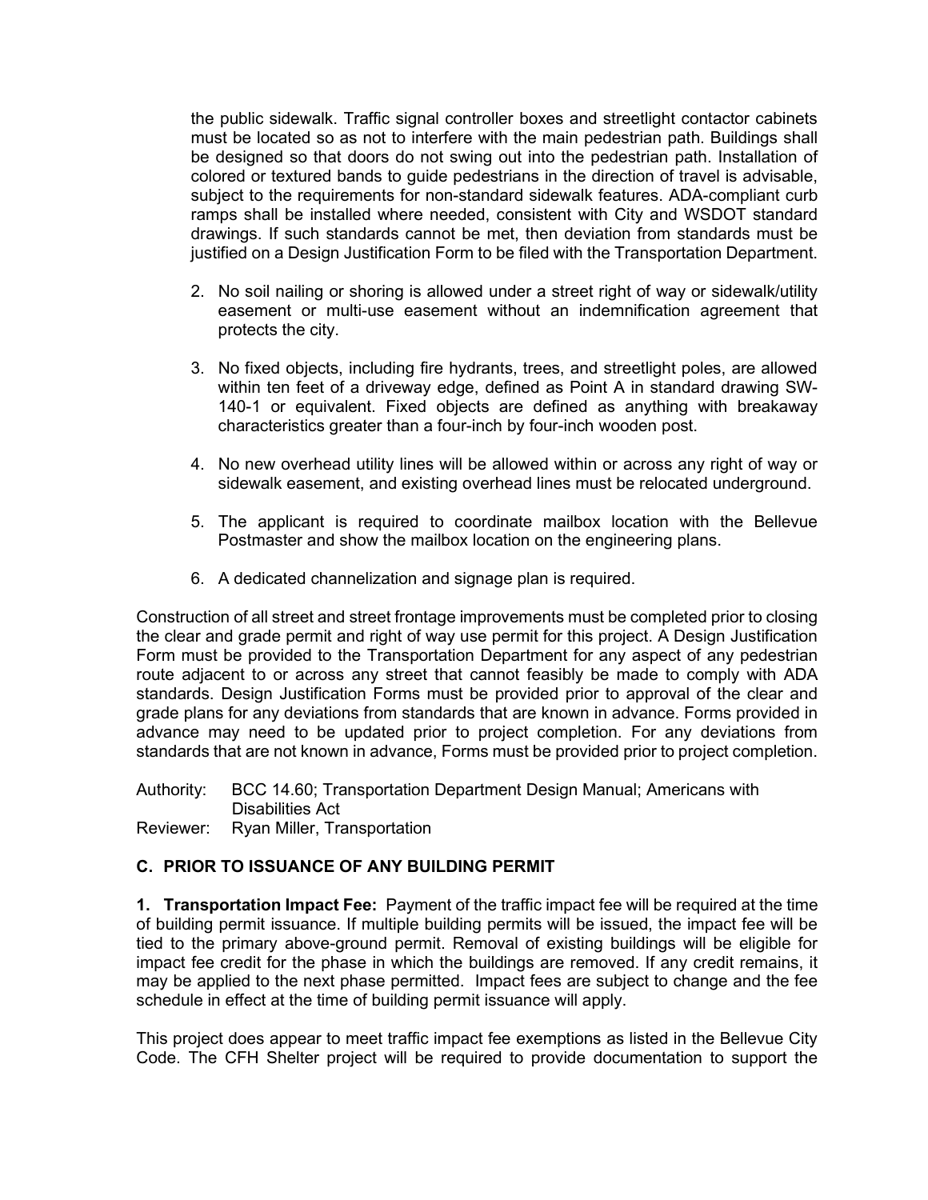the public sidewalk. Traffic signal controller boxes and streetlight contactor cabinets must be located so as not to interfere with the main pedestrian path. Buildings shall be designed so that doors do not swing out into the pedestrian path. Installation of colored or textured bands to guide pedestrians in the direction of travel is advisable, subject to the requirements for non-standard sidewalk features. ADA-compliant curb ramps shall be installed where needed, consistent with City and WSDOT standard drawings. If such standards cannot be met, then deviation from standards must be justified on a Design Justification Form to be filed with the Transportation Department.

2. No soil nailing or shoring is allowed under a street right of way or sidewalk/utility easement or multi-use easement without an indemnification agreement that protects the city.

3. No fixed objects, including fire hydrants, trees, and streetlight poles, are allowed within ten feet of a driveway edge, defined as Point A in standard drawing SW-140-1 or equivalent. Fixed objects are defined as anything with breakaway characteristics greater than a four-inch by four-inch wooden post.

4. No new overhead utility lines will be allowed within or across any right of way or sidewalk easement, and existing overhead lines must be relocated underground.

5. The applicant is required to coordinate mailbox location with the Bellevue Postmaster and show the mailbox location on the engineering plans.

6. A dedicated channelization and signage plan is required.

Construction of all street and street frontage improvements must be completed prior to closing the clear and grade permit and right of way use permit for this project. A Design Justification Form must be provided to the Transportation Department for any aspect of any pedestrian route adjacent to or across any street that cannot feasibly be made to comply with ADA standards. Design Justification Forms must be provided prior to approval of the clear and grade plans for any deviations from standards that are known in advance. Forms provided in advance may need to be updated prior to project completion. For any deviations from standards that are not known in advance, Forms must be provided prior to project completion.

Authority: BCC 14.60; Transportation Department Design Manual; Americans with Disabilities Act
Reviewer: Ryan Miller, Transportation

### C. PRIOR TO ISSUANCE OF ANY BUILDING PERMIT

**1. Transportation Impact Fee:** Payment of the traffic impact fee will be required at the time of building permit issuance. If multiple building permits will be issued, the impact fee will be tied to the primary above-ground permit. Removal of existing buildings will be eligible for impact fee credit for the phase in which the buildings are removed. If any credit remains, it may be applied to the next phase permitted. Impact fees are subject to change and the fee schedule in effect at the time of building permit issuance will apply.

This project does appear to meet traffic impact fee exemptions as listed in the Bellevue City Code. The CFH Shelter project will be required to provide documentation to support the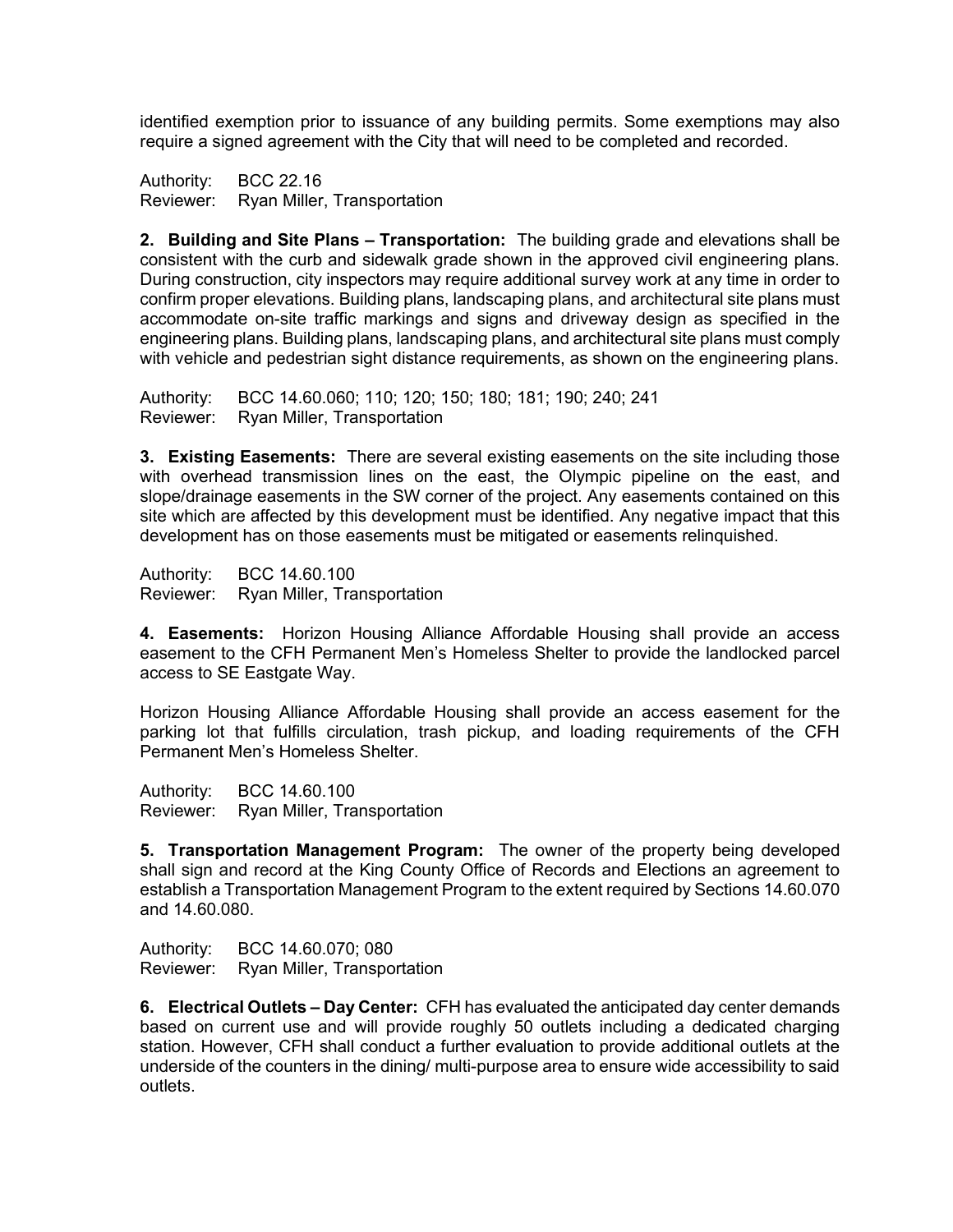identified exemption prior to issuance of any building permits. Some exemptions may also require a signed agreement with the City that will need to be completed and recorded.

Authority: BCC 22.16
Reviewer: Ryan Miller, Transportation

**2. Building and Site Plans – Transportation:** The building grade and elevations shall be consistent with the curb and sidewalk grade shown in the approved civil engineering plans. During construction, city inspectors may require additional survey work at any time in order to confirm proper elevations. Building plans, landscaping plans, and architectural site plans must accommodate on-site traffic markings and signs and driveway design as specified in the engineering plans. Building plans, landscaping plans, and architectural site plans must comply with vehicle and pedestrian sight distance requirements, as shown on the engineering plans.

Authority: BCC 14.60.060; 110; 120; 150; 180; 181; 190; 240; 241
Reviewer: Ryan Miller, Transportation

**3. Existing Easements:** There are several existing easements on the site including those with overhead transmission lines on the east, the Olympic pipeline on the east, and slope/drainage easements in the SW corner of the project. Any easements contained on this site which are affected by this development must be identified. Any negative impact that this development has on those easements must be mitigated or easements relinquished.

Authority: BCC 14.60.100
Reviewer: Ryan Miller, Transportation

**4. Easements:** Horizon Housing Alliance Affordable Housing shall provide an access easement to the CFH Permanent Men's Homeless Shelter to provide the landlocked parcel access to SE Eastgate Way.

Horizon Housing Alliance Affordable Housing shall provide an access easement for the parking lot that fulfills circulation, trash pickup, and loading requirements of the CFH Permanent Men's Homeless Shelter.

Authority: BCC 14.60.100
Reviewer: Ryan Miller, Transportation

**5. Transportation Management Program:** The owner of the property being developed shall sign and record at the King County Office of Records and Elections an agreement to establish a Transportation Management Program to the extent required by Sections 14.60.070 and 14.60.080.

Authority: BCC 14.60.070; 080
Reviewer: Ryan Miller, Transportation

**6. Electrical Outlets – Day Center:** CFH has evaluated the anticipated day center demands based on current use and will provide roughly 50 outlets including a dedicated charging station. However, CFH shall conduct a further evaluation to provide additional outlets at the underside of the counters in the dining/ multi-purpose area to ensure wide accessibility to said outlets.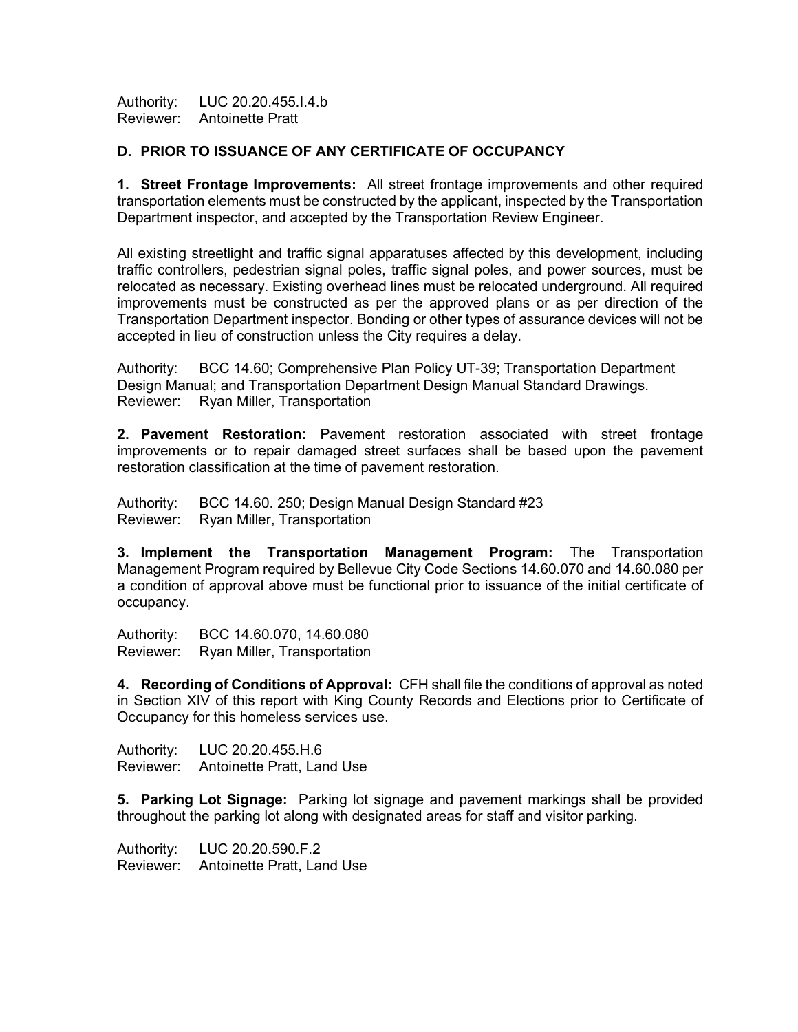Authority: LUC 20.20.455.I.4.b
Reviewer: Antoinette Pratt

## D. PRIOR TO ISSUANCE OF ANY CERTIFICATE OF OCCUPANCY

**1. Street Frontage Improvements:** All street frontage improvements and other required transportation elements must be constructed by the applicant, inspected by the Transportation Department inspector, and accepted by the Transportation Review Engineer.

All existing streetlight and traffic signal apparatuses affected by this development, including traffic controllers, pedestrian signal poles, traffic signal poles, and power sources, must be relocated as necessary. Existing overhead lines must be relocated underground. All required improvements must be constructed as per the approved plans or as per direction of the Transportation Department inspector. Bonding or other types of assurance devices will not be accepted in lieu of construction unless the City requires a delay.

Authority: BCC 14.60; Comprehensive Plan Policy UT-39; Transportation Department Design Manual; and Transportation Department Design Manual Standard Drawings.
Reviewer: Ryan Miller, Transportation

**2. Pavement Restoration:** Pavement restoration associated with street frontage improvements or to repair damaged street surfaces shall be based upon the pavement restoration classification at the time of pavement restoration.

Authority: BCC 14.60. 250; Design Manual Design Standard #23
Reviewer: Ryan Miller, Transportation

**3. Implement the Transportation Management Program:** The Transportation Management Program required by Bellevue City Code Sections 14.60.070 and 14.60.080 per a condition of approval above must be functional prior to issuance of the initial certificate of occupancy.

Authority: BCC 14.60.070, 14.60.080
Reviewer: Ryan Miller, Transportation

**4. Recording of Conditions of Approval:** CFH shall file the conditions of approval as noted in Section XIV of this report with King County Records and Elections prior to Certificate of Occupancy for this homeless services use.

Authority: LUC 20.20.455.H.6
Reviewer: Antoinette Pratt, Land Use

**5. Parking Lot Signage:** Parking lot signage and pavement markings shall be provided throughout the parking lot along with designated areas for staff and visitor parking.

Authority: LUC 20.20.590.F.2
Reviewer: Antoinette Pratt, Land Use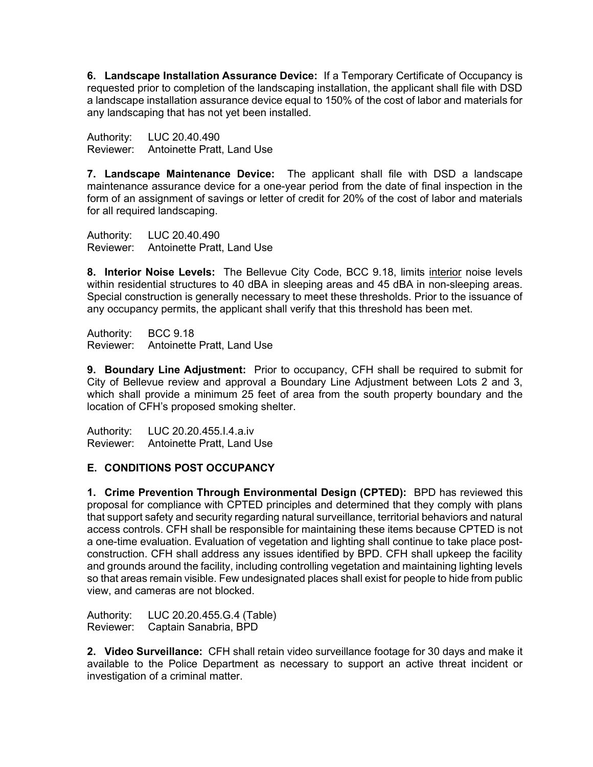**6. Landscape Installation Assurance Device:** If a Temporary Certificate of Occupancy is requested prior to completion of the landscaping installation, the applicant shall file with DSD a landscape installation assurance device equal to 150% of the cost of labor and materials for any landscaping that has not yet been installed.

Authority: LUC 20.40.490
Reviewer: Antoinette Pratt, Land Use

**7. Landscape Maintenance Device:** The applicant shall file with DSD a landscape maintenance assurance device for a one-year period from the date of final inspection in the form of an assignment of savings or letter of credit for 20% of the cost of labor and materials for all required landscaping.

Authority: LUC 20.40.490
Reviewer: Antoinette Pratt, Land Use

**8. Interior Noise Levels:** The Bellevue City Code, BCC 9.18, limits <u>interior</u> noise levels within residential structures to 40 dBA in sleeping areas and 45 dBA in non-sleeping areas. Special construction is generally necessary to meet these thresholds. Prior to the issuance of any occupancy permits, the applicant shall verify that this threshold has been met.

Authority: BCC 9.18
Reviewer: Antoinette Pratt, Land Use

**9. Boundary Line Adjustment:** Prior to occupancy, CFH shall be required to submit for City of Bellevue review and approval a Boundary Line Adjustment between Lots 2 and 3, which shall provide a minimum 25 feet of area from the south property boundary and the location of CFH's proposed smoking shelter.

Authority: LUC 20.20.455.I.4.a.iv
Reviewer: Antoinette Pratt, Land Use

## E. CONDITIONS POST OCCUPANCY

**1. Crime Prevention Through Environmental Design (CPTED):** BPD has reviewed this proposal for compliance with CPTED principles and determined that they comply with plans that support safety and security regarding natural surveillance, territorial behaviors and natural access controls. CFH shall be responsible for maintaining these items because CPTED is not a one-time evaluation. Evaluation of vegetation and lighting shall continue to take place post-construction. CFH shall address any issues identified by BPD. CFH shall upkeep the facility and grounds around the facility, including controlling vegetation and maintaining lighting levels so that areas remain visible. Few undesignated places shall exist for people to hide from public view, and cameras are not blocked.

Authority: LUC 20.20.455.G.4 (Table)
Reviewer: Captain Sanabria, BPD

**2. Video Surveillance:** CFH shall retain video surveillance footage for 30 days and make it available to the Police Department as necessary to support an active threat incident or investigation of a criminal matter.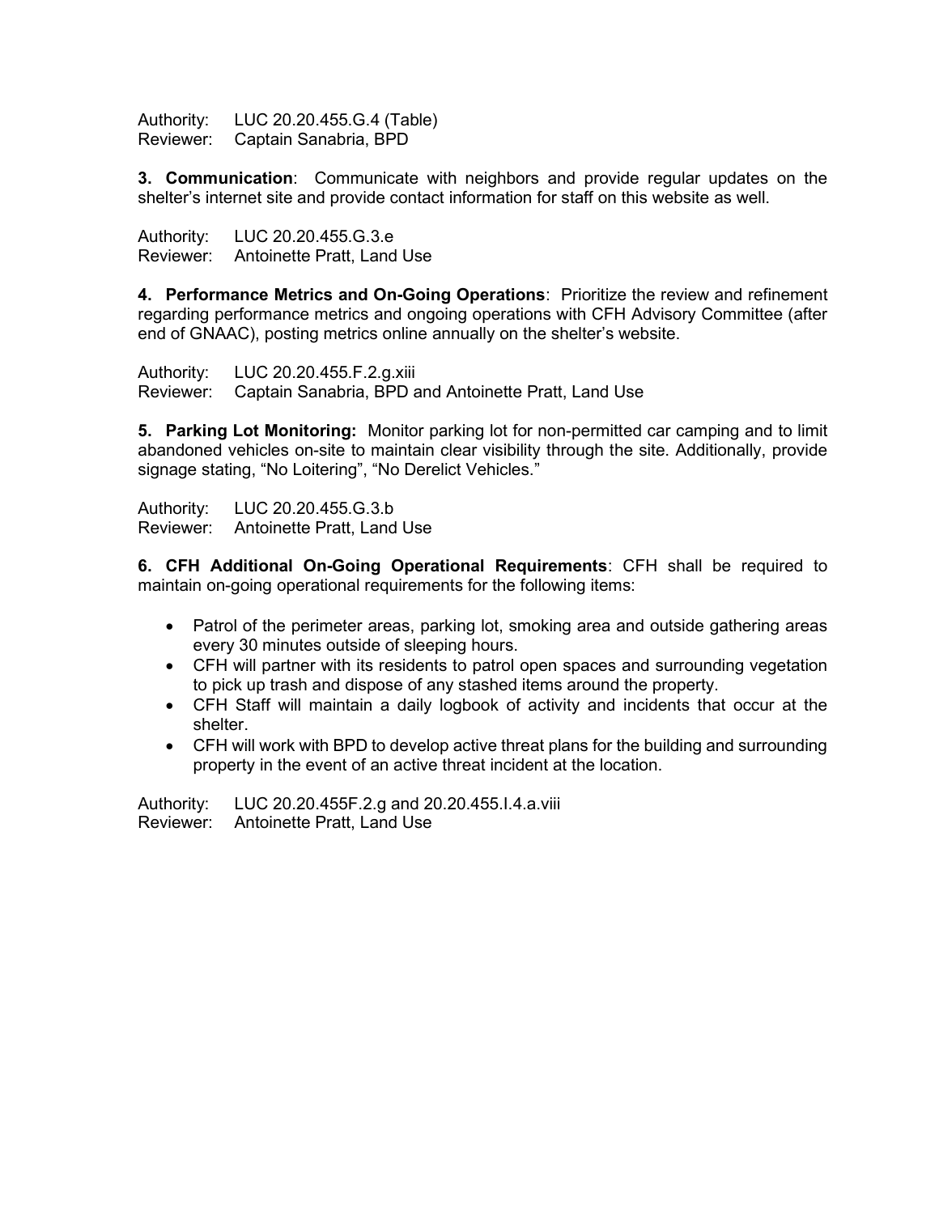Authority: LUC 20.20.455.G.4 (Table)
Reviewer: Captain Sanabria, BPD

**3. Communication**: Communicate with neighbors and provide regular updates on the shelter's internet site and provide contact information for staff on this website as well.

Authority: LUC 20.20.455.G.3.e
Reviewer: Antoinette Pratt, Land Use

**4. Performance Metrics and On-Going Operations**: Prioritize the review and refinement regarding performance metrics and ongoing operations with CFH Advisory Committee (after end of GNAAC), posting metrics online annually on the shelter's website.

Authority: LUC 20.20.455.F.2.g.xiii
Reviewer: Captain Sanabria, BPD and Antoinette Pratt, Land Use

**5. Parking Lot Monitoring:** Monitor parking lot for non-permitted car camping and to limit abandoned vehicles on-site to maintain clear visibility through the site. Additionally, provide signage stating, "No Loitering", "No Derelict Vehicles."

Authority: LUC 20.20.455.G.3.b
Reviewer: Antoinette Pratt, Land Use

**6. CFH Additional On-Going Operational Requirements**: CFH shall be required to maintain on-going operational requirements for the following items:

- Patrol of the perimeter areas, parking lot, smoking area and outside gathering areas every 30 minutes outside of sleeping hours.
- CFH will partner with its residents to patrol open spaces and surrounding vegetation to pick up trash and dispose of any stashed items around the property.
- CFH Staff will maintain a daily logbook of activity and incidents that occur at the shelter.
- CFH will work with BPD to develop active threat plans for the building and surrounding property in the event of an active threat incident at the location.

Authority: LUC 20.20.455F.2.g and 20.20.455.I.4.a.viii
Reviewer: Antoinette Pratt, Land Use